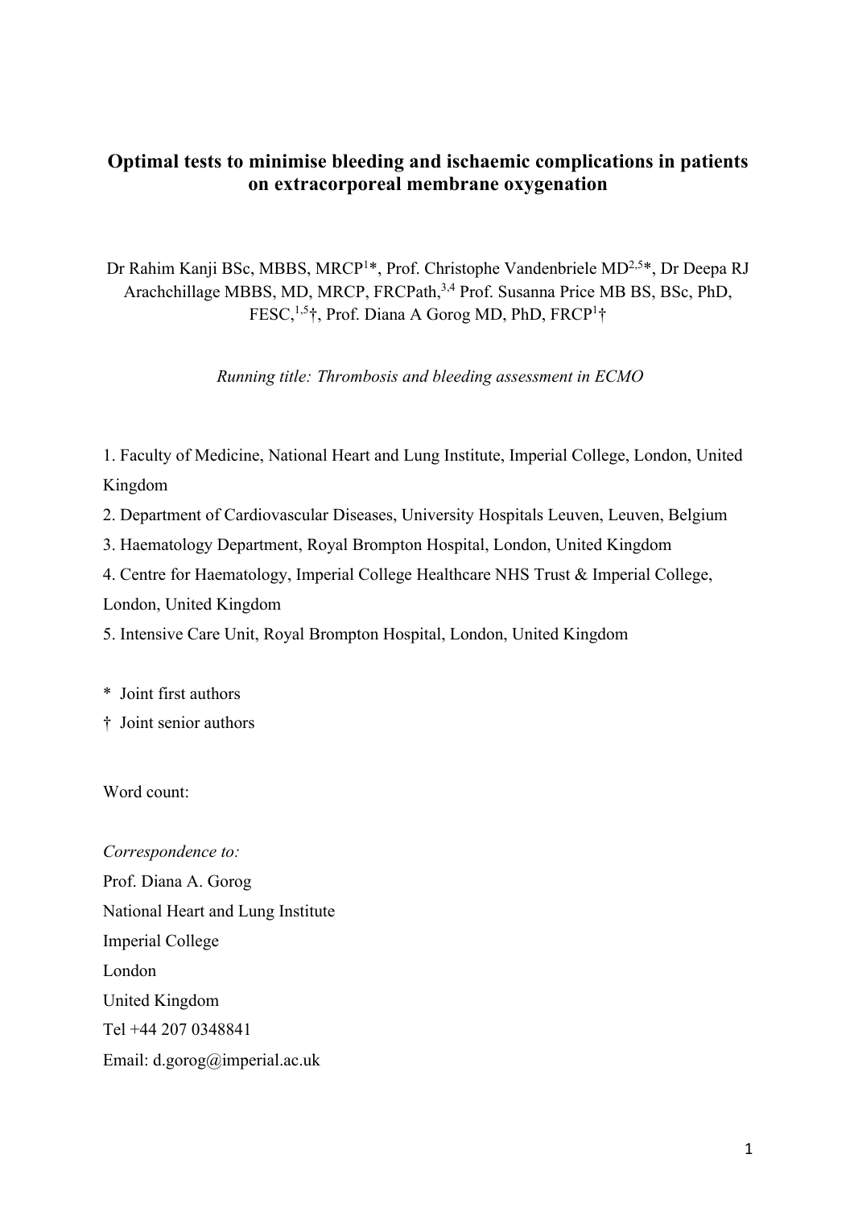# Optimal tests to minimise bleeding and ischaemic complications in patients on extracorporeal membrane oxygenation

Dr Rahim Kanji BSc, MBBS, MRCP[1]*, Prof. Christophe Vandenbriele MD[2,5]*, Dr Deepa RJ Arachchillage MBBS, MD, MRCP, FRCPath,[3,4] Prof. Susanna Price MB BS, BSc, PhD, FESC,[1,5]†, Prof. Diana A Gorog MD, PhD, FRCP[1]†

*Running title: Thrombosis and bleeding assessment in ECMO*

1. Faculty of Medicine, National Heart and Lung Institute, Imperial College, London, United Kingdom
2. Department of Cardiovascular Diseases, University Hospitals Leuven, Leuven, Belgium
3. Haematology Department, Royal Brompton Hospital, London, United Kingdom
4. Centre for Haematology, Imperial College Healthcare NHS Trust & Imperial College, London, United Kingdom
5. Intensive Care Unit, Royal Brompton Hospital, London, United Kingdom

\* Joint first authors

† Joint senior authors

Word count:

*Correspondence to:*

Prof. Diana A. Gorog
National Heart and Lung Institute
Imperial College
London
United Kingdom
Tel +44 207 0348841
Email: d.gorog@imperial.ac.uk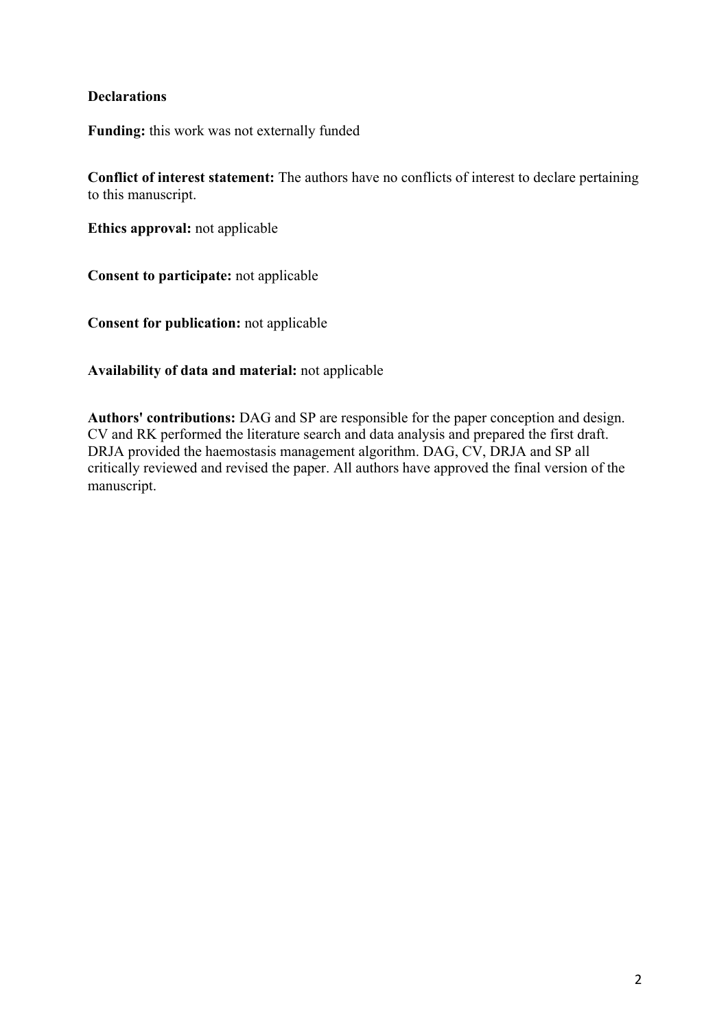**Declarations**

**Funding:** this work was not externally funded

**Conflict of interest statement:** The authors have no conflicts of interest to declare pertaining to this manuscript.

**Ethics approval:** not applicable

**Consent to participate:** not applicable

**Consent for publication:** not applicable

**Availability of data and material:** not applicable

**Authors' contributions:** DAG and SP are responsible for the paper conception and design. CV and RK performed the literature search and data analysis and prepared the first draft. DRJA provided the haemostasis management algorithm. DAG, CV, DRJA and SP all critically reviewed and revised the paper. All authors have approved the final version of the manuscript.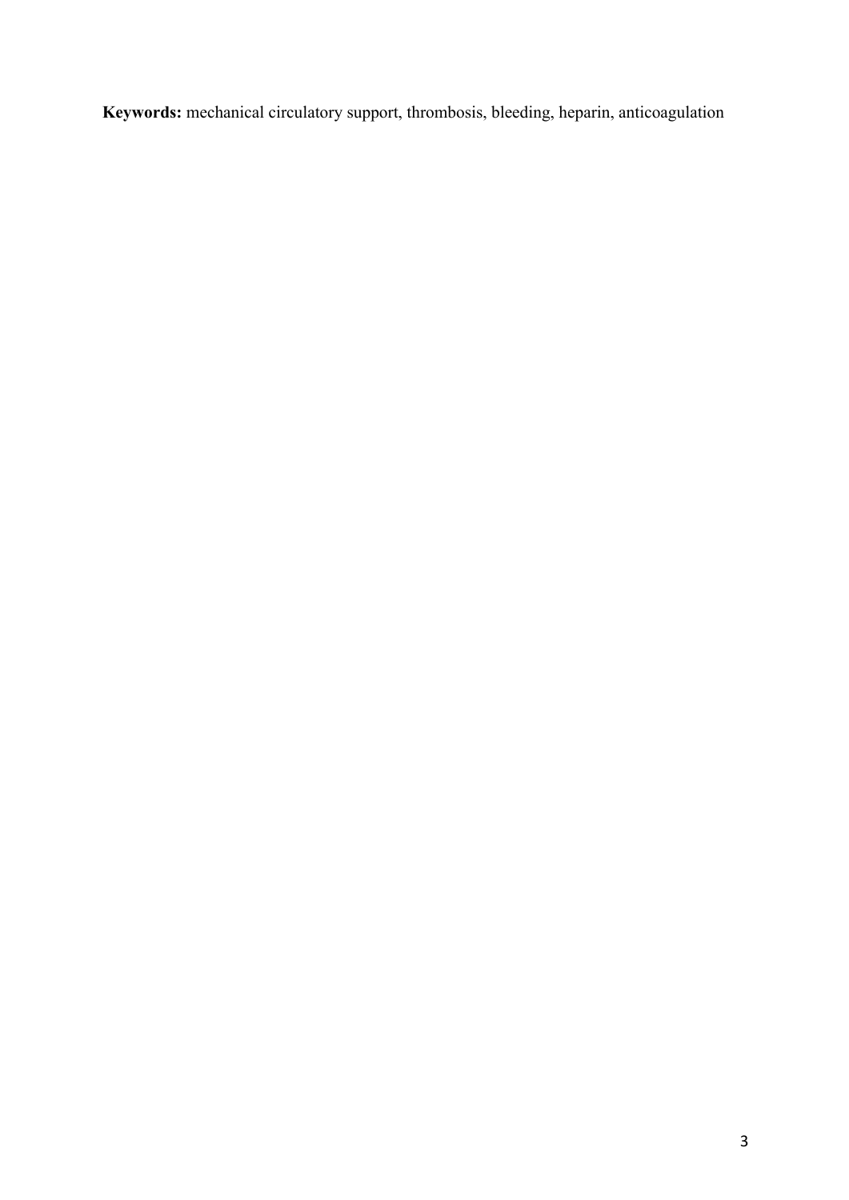**Keywords:** mechanical circulatory support, thrombosis, bleeding, heparin, anticoagulation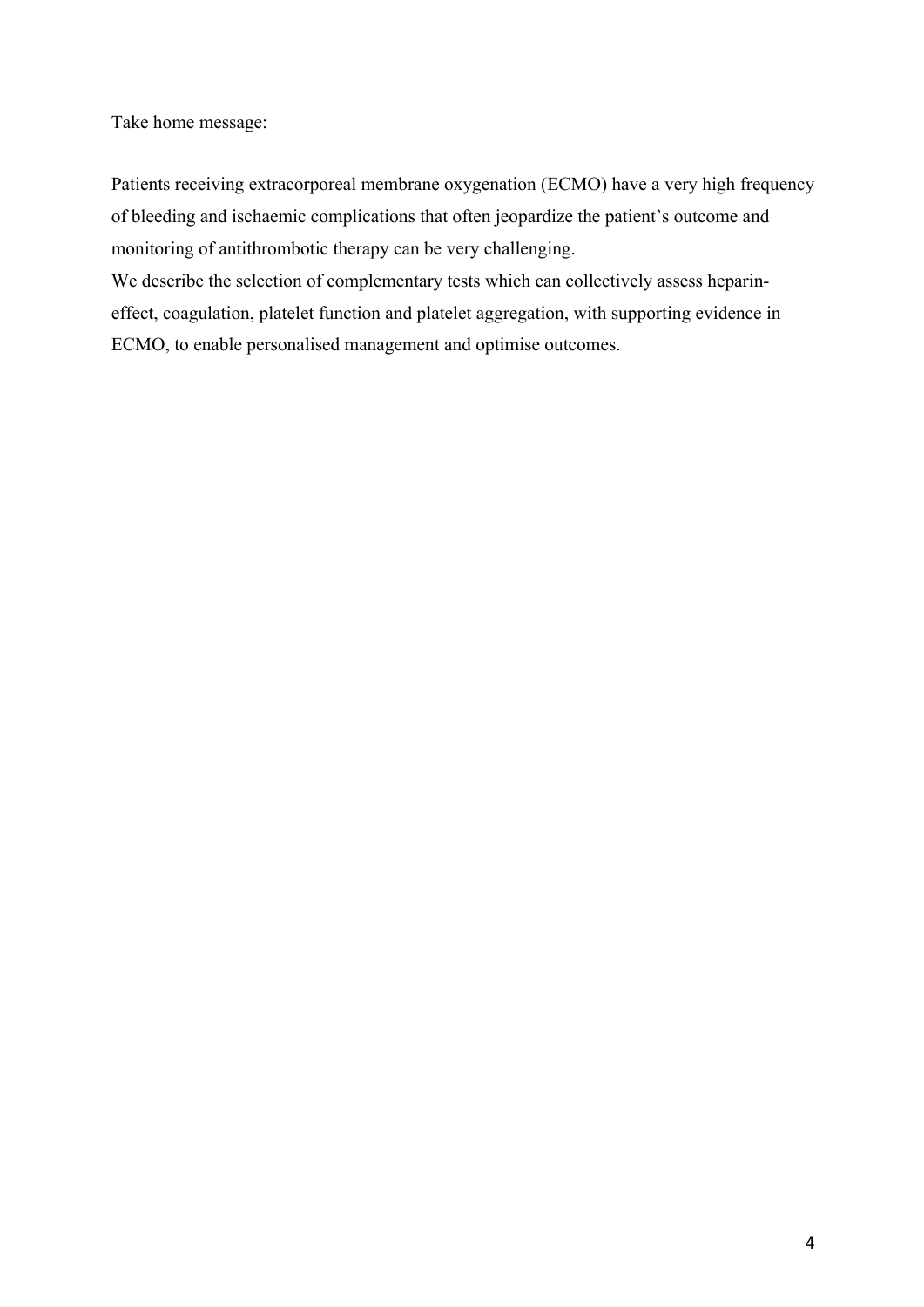Take home message:

Patients receiving extracorporeal membrane oxygenation (ECMO) have a very high frequency of bleeding and ischaemic complications that often jeopardize the patient's outcome and monitoring of antithrombotic therapy can be very challenging.

We describe the selection of complementary tests which can collectively assess heparin-effect, coagulation, platelet function and platelet aggregation, with supporting evidence in ECMO, to enable personalised management and optimise outcomes.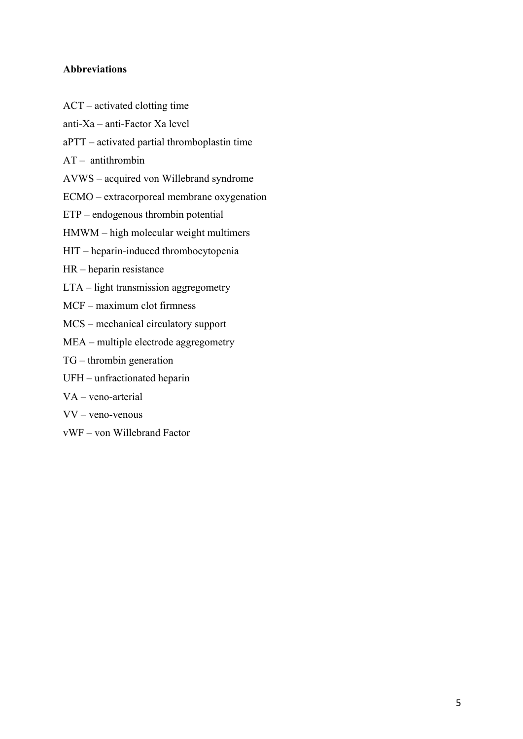**Abbreviations**

ACT – activated clotting time

anti-Xa – anti-Factor Xa level

aPTT – activated partial thromboplastin time

AT – antithrombin

AVWS – acquired von Willebrand syndrome

ECMO – extracorporeal membrane oxygenation

ETP – endogenous thrombin potential

HMWM – high molecular weight multimers

HIT – heparin-induced thrombocytopenia

HR – heparin resistance

LTA – light transmission aggregometry

MCF – maximum clot firmness

MCS – mechanical circulatory support

MEA – multiple electrode aggregometry

TG – thrombin generation

UFH – unfractionated heparin

VA – veno-arterial

VV – veno-venous

vWF – von Willebrand Factor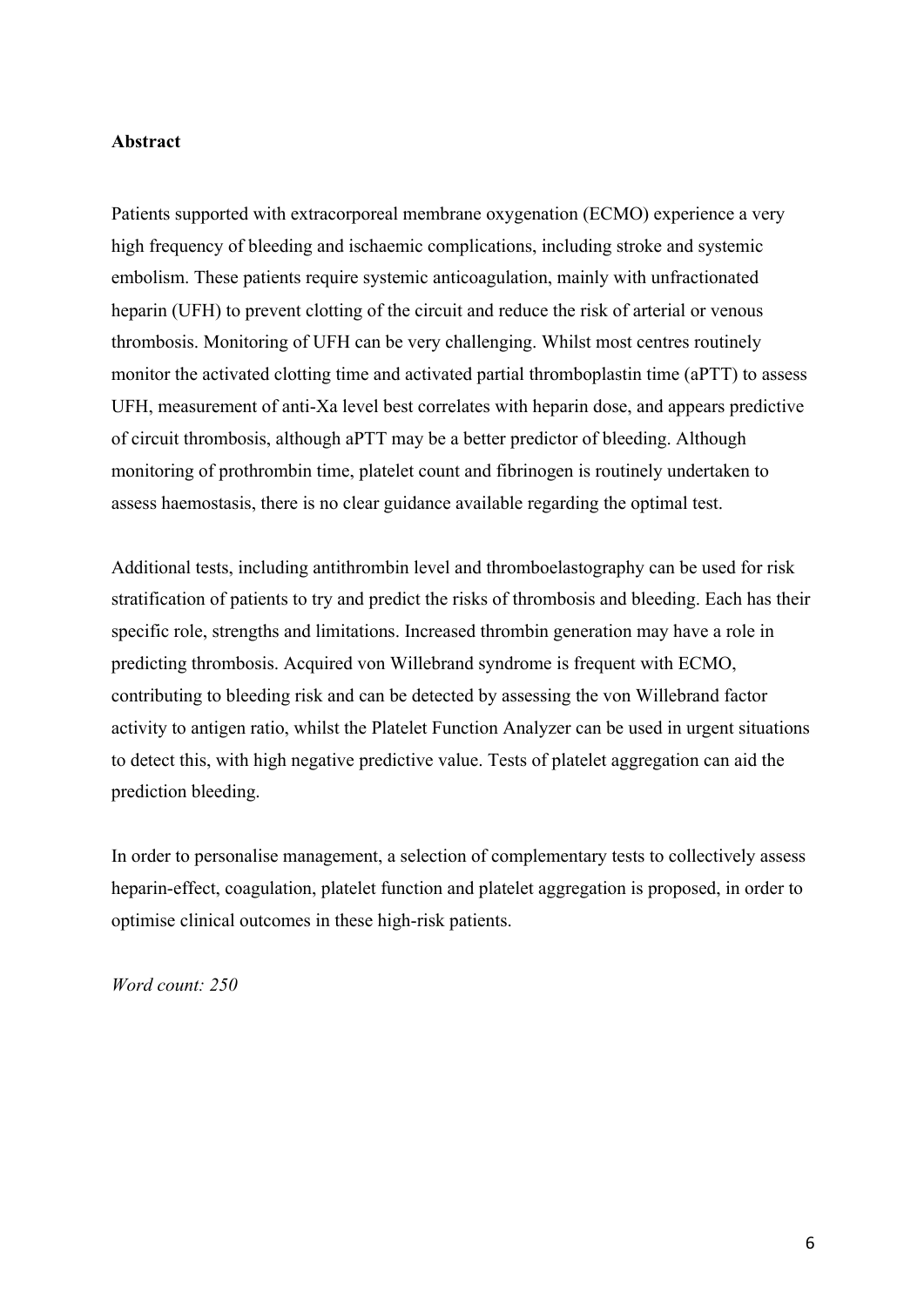**Abstract**

Patients supported with extracorporeal membrane oxygenation (ECMO) experience a very high frequency of bleeding and ischaemic complications, including stroke and systemic embolism. These patients require systemic anticoagulation, mainly with unfractionated heparin (UFH) to prevent clotting of the circuit and reduce the risk of arterial or venous thrombosis. Monitoring of UFH can be very challenging. Whilst most centres routinely monitor the activated clotting time and activated partial thromboplastin time (aPTT) to assess UFH, measurement of anti-Xa level best correlates with heparin dose, and appears predictive of circuit thrombosis, although aPTT may be a better predictor of bleeding. Although monitoring of prothrombin time, platelet count and fibrinogen is routinely undertaken to assess haemostasis, there is no clear guidance available regarding the optimal test.

Additional tests, including antithrombin level and thromboelastography can be used for risk stratification of patients to try and predict the risks of thrombosis and bleeding. Each has their specific role, strengths and limitations. Increased thrombin generation may have a role in predicting thrombosis. Acquired von Willebrand syndrome is frequent with ECMO, contributing to bleeding risk and can be detected by assessing the von Willebrand factor activity to antigen ratio, whilst the Platelet Function Analyzer can be used in urgent situations to detect this, with high negative predictive value. Tests of platelet aggregation can aid the prediction bleeding.

In order to personalise management, a selection of complementary tests to collectively assess heparin-effect, coagulation, platelet function and platelet aggregation is proposed, in order to optimise clinical outcomes in these high-risk patients.

*Word count: 250*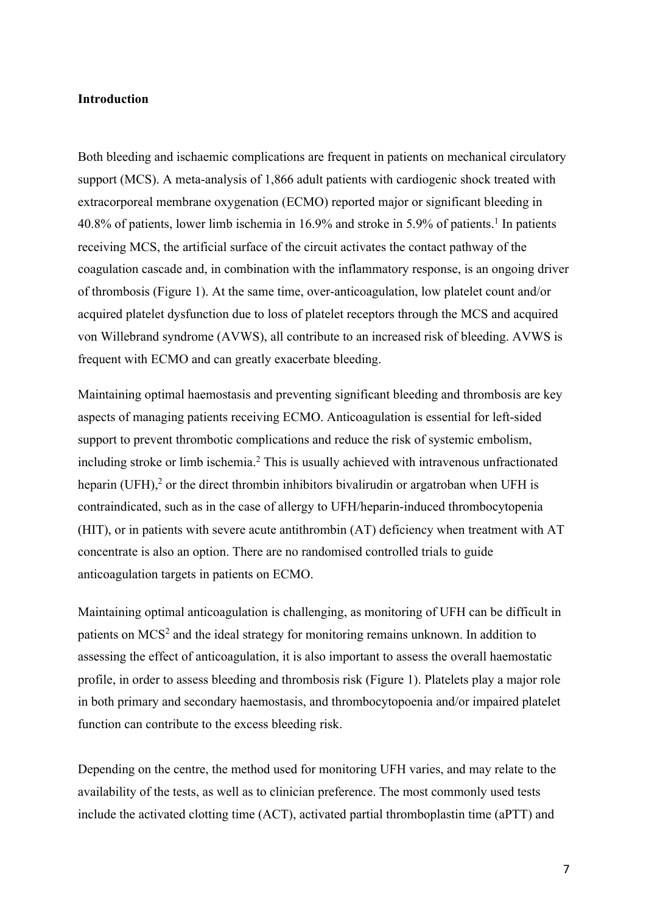## Introduction

Both bleeding and ischaemic complications are frequent in patients on mechanical circulatory support (MCS). A meta-analysis of 1,866 adult patients with cardiogenic shock treated with extracorporeal membrane oxygenation (ECMO) reported major or significant bleeding in 40.8% of patients, lower limb ischemia in 16.9% and stroke in 5.9% of patients.[1] In patients receiving MCS, the artificial surface of the circuit activates the contact pathway of the coagulation cascade and, in combination with the inflammatory response, is an ongoing driver of thrombosis (Figure 1). At the same time, over-anticoagulation, low platelet count and/or acquired platelet dysfunction due to loss of platelet receptors through the MCS and acquired von Willebrand syndrome (AVWS), all contribute to an increased risk of bleeding. AVWS is frequent with ECMO and can greatly exacerbate bleeding.

Maintaining optimal haemostasis and preventing significant bleeding and thrombosis are key aspects of managing patients receiving ECMO. Anticoagulation is essential for left-sided support to prevent thrombotic complications and reduce the risk of systemic embolism, including stroke or limb ischemia.[2] This is usually achieved with intravenous unfractionated heparin (UFH),[2] or the direct thrombin inhibitors bivalirudin or argatroban when UFH is contraindicated, such as in the case of allergy to UFH/heparin-induced thrombocytopenia (HIT), or in patients with severe acute antithrombin (AT) deficiency when treatment with AT concentrate is also an option. There are no randomised controlled trials to guide anticoagulation targets in patients on ECMO.

Maintaining optimal anticoagulation is challenging, as monitoring of UFH can be difficult in patients on MCS[2] and the ideal strategy for monitoring remains unknown. In addition to assessing the effect of anticoagulation, it is also important to assess the overall haemostatic profile, in order to assess bleeding and thrombosis risk (Figure 1). Platelets play a major role in both primary and secondary haemostasis, and thrombocytopoenia and/or impaired platelet function can contribute to the excess bleeding risk.

Depending on the centre, the method used for monitoring UFH varies, and may relate to the availability of the tests, as well as to clinician preference. The most commonly used tests include the activated clotting time (ACT), activated partial thromboplastin time (aPTT) and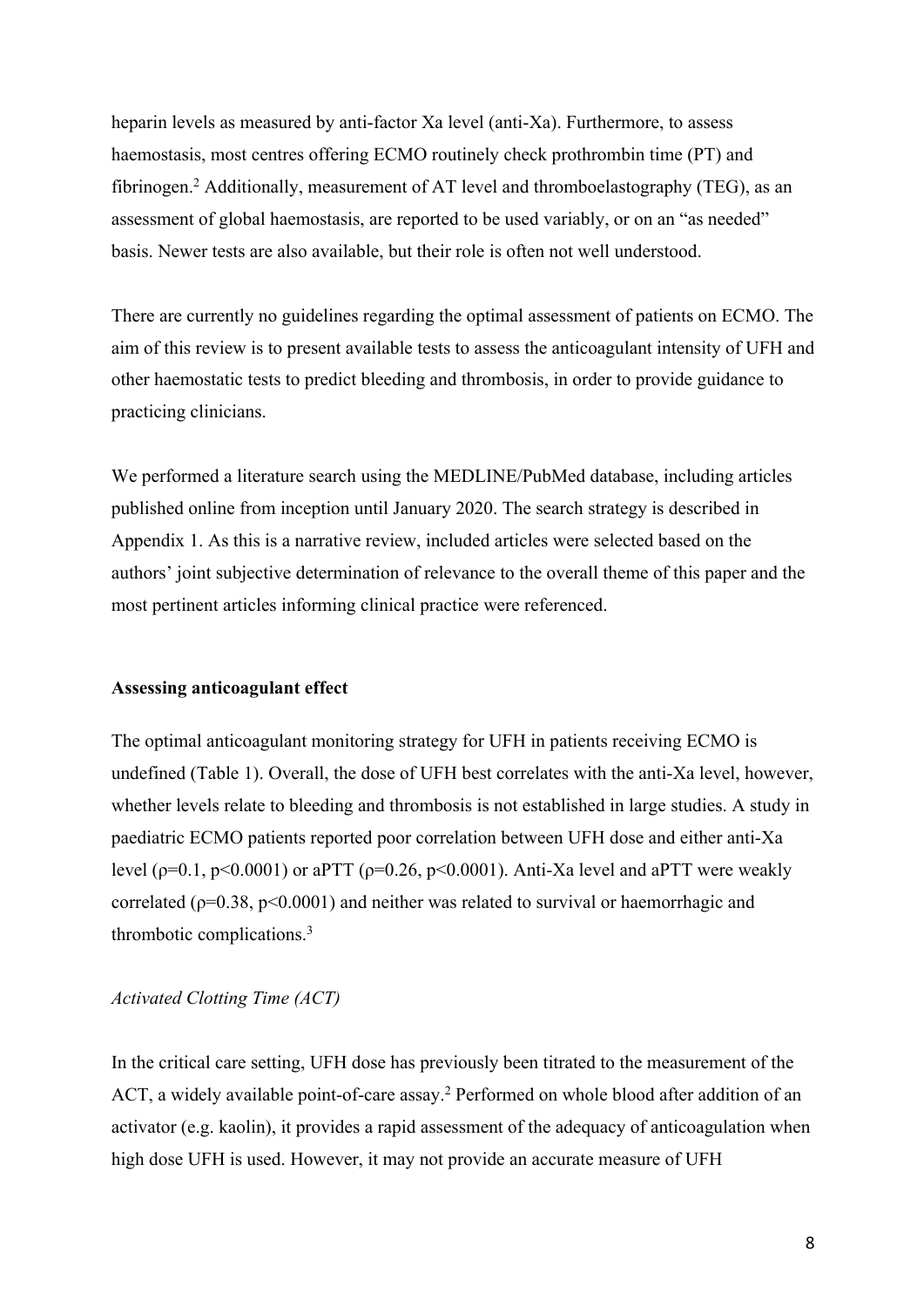heparin levels as measured by anti-factor Xa level (anti-Xa). Furthermore, to assess haemostasis, most centres offering ECMO routinely check prothrombin time (PT) and fibrinogen.[2] Additionally, measurement of AT level and thromboelastography (TEG), as an assessment of global haemostasis, are reported to be used variably, or on an "as needed" basis. Newer tests are also available, but their role is often not well understood.

There are currently no guidelines regarding the optimal assessment of patients on ECMO. The aim of this review is to present available tests to assess the anticoagulant intensity of UFH and other haemostatic tests to predict bleeding and thrombosis, in order to provide guidance to practicing clinicians.

We performed a literature search using the MEDLINE/PubMed database, including articles published online from inception until January 2020. The search strategy is described in Appendix 1. As this is a narrative review, included articles were selected based on the authors' joint subjective determination of relevance to the overall theme of this paper and the most pertinent articles informing clinical practice were referenced.

## Assessing anticoagulant effect

The optimal anticoagulant monitoring strategy for UFH in patients receiving ECMO is undefined (Table 1). Overall, the dose of UFH best correlates with the anti-Xa level, however, whether levels relate to bleeding and thrombosis is not established in large studies. A study in paediatric ECMO patients reported poor correlation between UFH dose and either anti-Xa level ($\rho=0.1$, $p<0.0001$) or aPTT ($\rho=0.26$, $p<0.0001$). Anti-Xa level and aPTT were weakly correlated ($\rho=0.38$, $p<0.0001$) and neither was related to survival or haemorrhagic and thrombotic complications.[3]

### *Activated Clotting Time (ACT)*

In the critical care setting, UFH dose has previously been titrated to the measurement of the ACT, a widely available point-of-care assay.[2] Performed on whole blood after addition of an activator (e.g. kaolin), it provides a rapid assessment of the adequacy of anticoagulation when high dose UFH is used. However, it may not provide an accurate measure of UFH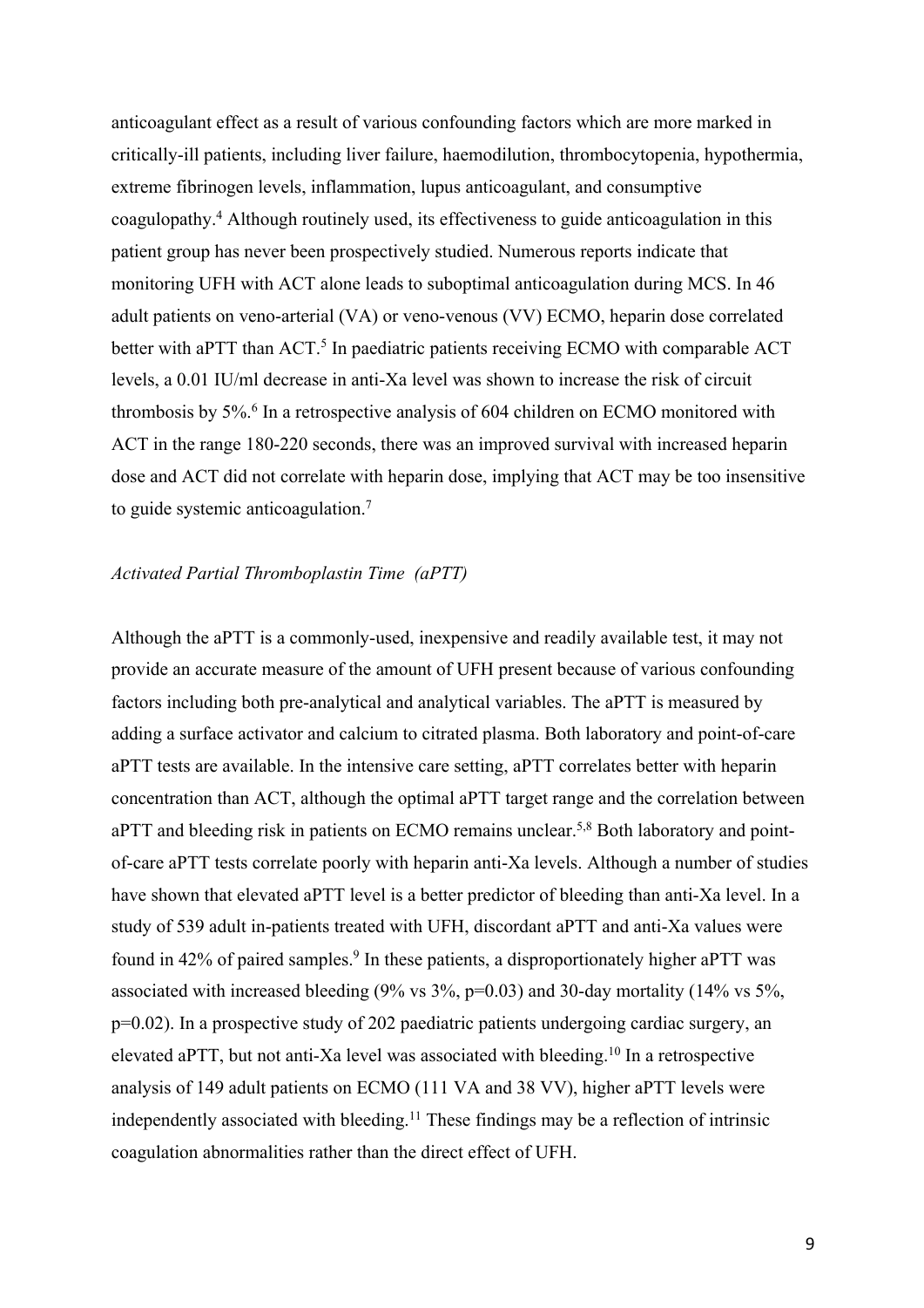anticoagulant effect as a result of various confounding factors which are more marked in critically-ill patients, including liver failure, haemodilution, thrombocytopenia, hypothermia, extreme fibrinogen levels, inflammation, lupus anticoagulant, and consumptive coagulopathy.[4] Although routinely used, its effectiveness to guide anticoagulation in this patient group has never been prospectively studied. Numerous reports indicate that monitoring UFH with ACT alone leads to suboptimal anticoagulation during MCS. In 46 adult patients on veno-arterial (VA) or veno-venous (VV) ECMO, heparin dose correlated better with aPTT than ACT.[5] In paediatric patients receiving ECMO with comparable ACT levels, a 0.01 IU/ml decrease in anti-Xa level was shown to increase the risk of circuit thrombosis by 5%.[6] In a retrospective analysis of 604 children on ECMO monitored with ACT in the range 180-220 seconds, there was an improved survival with increased heparin dose and ACT did not correlate with heparin dose, implying that ACT may be too insensitive to guide systemic anticoagulation.[7]

*Activated Partial Thromboplastin Time (aPTT)*

Although the aPTT is a commonly-used, inexpensive and readily available test, it may not provide an accurate measure of the amount of UFH present because of various confounding factors including both pre-analytical and analytical variables. The aPTT is measured by adding a surface activator and calcium to citrated plasma. Both laboratory and point-of-care aPTT tests are available. In the intensive care setting, aPTT correlates better with heparin concentration than ACT, although the optimal aPTT target range and the correlation between aPTT and bleeding risk in patients on ECMO remains unclear.[5,8] Both laboratory and point-of-care aPTT tests correlate poorly with heparin anti-Xa levels. Although a number of studies have shown that elevated aPTT level is a better predictor of bleeding than anti-Xa level. In a study of 539 adult in-patients treated with UFH, discordant aPTT and anti-Xa values were found in 42% of paired samples.[9] In these patients, a disproportionately higher aPTT was associated with increased bleeding (9% vs 3%, $p=0.03$) and 30-day mortality (14% vs 5%, $p=0.02$). In a prospective study of 202 paediatric patients undergoing cardiac surgery, an elevated aPTT, but not anti-Xa level was associated with bleeding.[10] In a retrospective analysis of 149 adult patients on ECMO (111 VA and 38 VV), higher aPTT levels were independently associated with bleeding.[11] These findings may be a reflection of intrinsic coagulation abnormalities rather than the direct effect of UFH.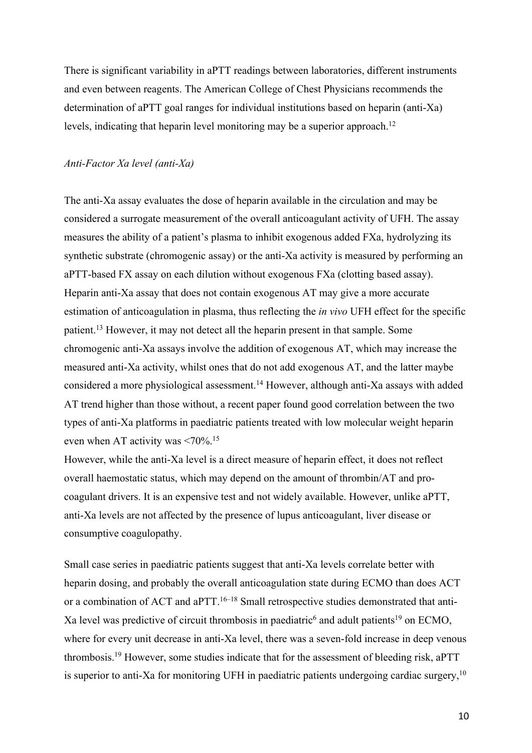There is significant variability in aPTT readings between laboratories, different instruments and even between reagents. The American College of Chest Physicians recommends the determination of aPTT goal ranges for individual institutions based on heparin (anti-Xa) levels, indicating that heparin level monitoring may be a superior approach.[12]

*Anti-Factor Xa level (anti-Xa)*

The anti-Xa assay evaluates the dose of heparin available in the circulation and may be considered a surrogate measurement of the overall anticoagulant activity of UFH. The assay measures the ability of a patient's plasma to inhibit exogenous added FXa, hydrolyzing its synthetic substrate (chromogenic assay) or the anti-Xa activity is measured by performing an aPTT-based FX assay on each dilution without exogenous FXa (clotting based assay). Heparin anti-Xa assay that does not contain exogenous AT may give a more accurate estimation of anticoagulation in plasma, thus reflecting the *in vivo* UFH effect for the specific patient.[13] However, it may not detect all the heparin present in that sample. Some chromogenic anti-Xa assays involve the addition of exogenous AT, which may increase the measured anti-Xa activity, whilst ones that do not add exogenous AT, and the latter maybe considered a more physiological assessment.[14] However, although anti-Xa assays with added AT trend higher than those without, a recent paper found good correlation between the two types of anti-Xa platforms in paediatric patients treated with low molecular weight heparin even when AT activity was <70%.[15]
However, while the anti-Xa level is a direct measure of heparin effect, it does not reflect overall haemostatic status, which may depend on the amount of thrombin/AT and pro-coagulant drivers. It is an expensive test and not widely available. However, unlike aPTT, anti-Xa levels are not affected by the presence of lupus anticoagulant, liver disease or consumptive coagulopathy.

Small case series in paediatric patients suggest that anti-Xa levels correlate better with heparin dosing, and probably the overall anticoagulation state during ECMO than does ACT or a combination of ACT and aPTT.[16–18] Small retrospective studies demonstrated that anti-Xa level was predictive of circuit thrombosis in paediatric[6] and adult patients[19] on ECMO, where for every unit decrease in anti-Xa level, there was a seven-fold increase in deep venous thrombosis.[19] However, some studies indicate that for the assessment of bleeding risk, aPTT is superior to anti-Xa for monitoring UFH in paediatric patients undergoing cardiac surgery,[10]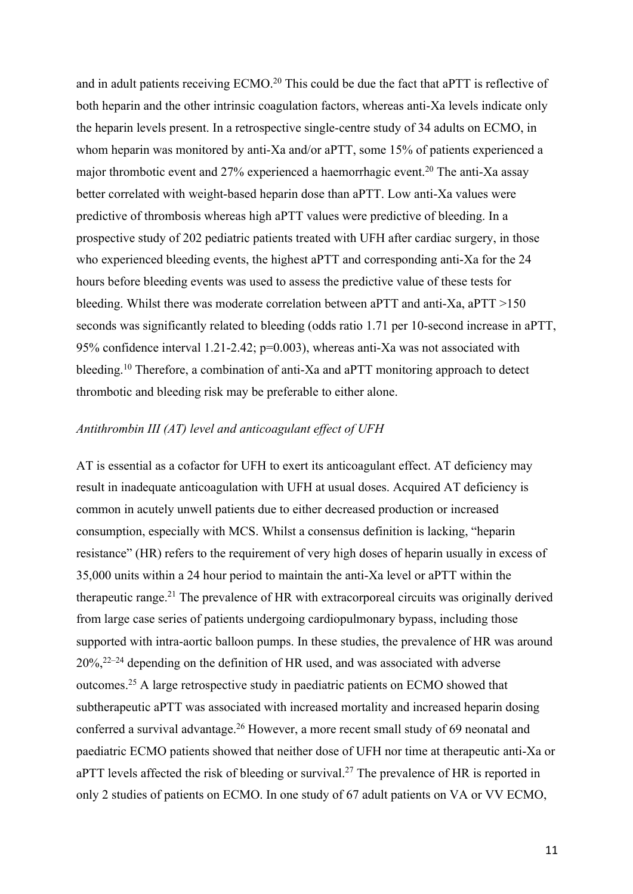and in adult patients receiving ECMO.[20] This could be due the fact that aPTT is reflective of both heparin and the other intrinsic coagulation factors, whereas anti-Xa levels indicate only the heparin levels present. In a retrospective single-centre study of 34 adults on ECMO, in whom heparin was monitored by anti-Xa and/or aPTT, some 15% of patients experienced a major thrombotic event and 27% experienced a haemorrhagic event.[20] The anti-Xa assay better correlated with weight-based heparin dose than aPTT. Low anti-Xa values were predictive of thrombosis whereas high aPTT values were predictive of bleeding. In a prospective study of 202 pediatric patients treated with UFH after cardiac surgery, in those who experienced bleeding events, the highest aPTT and corresponding anti-Xa for the 24 hours before bleeding events was used to assess the predictive value of these tests for bleeding. Whilst there was moderate correlation between aPTT and anti-Xa, aPTT >150 seconds was significantly related to bleeding (odds ratio 1.71 per 10-second increase in aPTT, 95% confidence interval 1.21-2.42; p=0.003), whereas anti-Xa was not associated with bleeding.[10] Therefore, a combination of anti-Xa and aPTT monitoring approach to detect thrombotic and bleeding risk may be preferable to either alone.

*Antithrombin III (AT) level and anticoagulant effect of UFH*

AT is essential as a cofactor for UFH to exert its anticoagulant effect. AT deficiency may result in inadequate anticoagulation with UFH at usual doses. Acquired AT deficiency is common in acutely unwell patients due to either decreased production or increased consumption, especially with MCS. Whilst a consensus definition is lacking, "heparin resistance" (HR) refers to the requirement of very high doses of heparin usually in excess of 35,000 units within a 24 hour period to maintain the anti-Xa level or aPTT within the therapeutic range.[21] The prevalence of HR with extracorporeal circuits was originally derived from large case series of patients undergoing cardiopulmonary bypass, including those supported with intra-aortic balloon pumps. In these studies, the prevalence of HR was around 20%,[22–24] depending on the definition of HR used, and was associated with adverse outcomes.[25] A large retrospective study in paediatric patients on ECMO showed that subtherapeutic aPTT was associated with increased mortality and increased heparin dosing conferred a survival advantage.[26] However, a more recent small study of 69 neonatal and paediatric ECMO patients showed that neither dose of UFH nor time at therapeutic anti-Xa or aPTT levels affected the risk of bleeding or survival.[27] The prevalence of HR is reported in only 2 studies of patients on ECMO. In one study of 67 adult patients on VA or VV ECMO,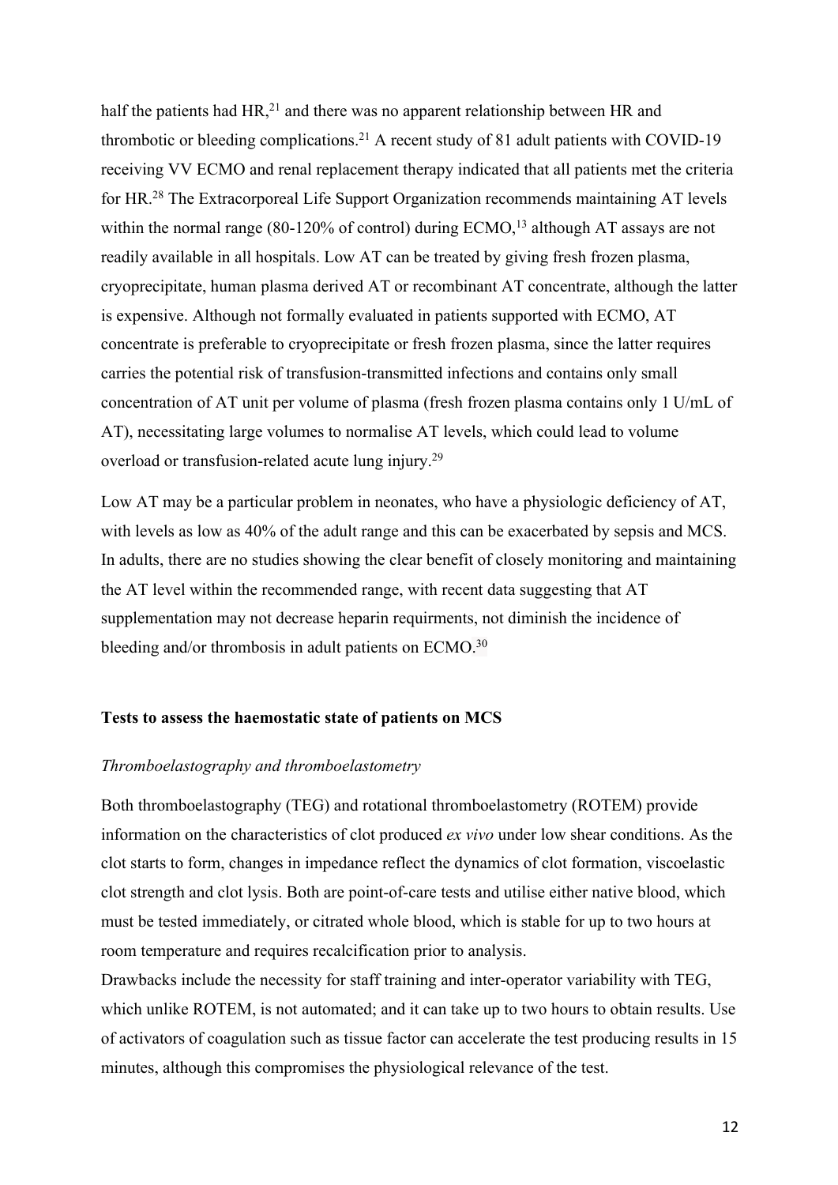half the patients had HR,[21] and there was no apparent relationship between HR and thrombotic or bleeding complications.[21] A recent study of 81 adult patients with COVID-19 receiving VV ECMO and renal replacement therapy indicated that all patients met the criteria for HR.[28] The Extracorporeal Life Support Organization recommends maintaining AT levels within the normal range (80-120% of control) during ECMO,[13] although AT assays are not readily available in all hospitals. Low AT can be treated by giving fresh frozen plasma, cryoprecipitate, human plasma derived AT or recombinant AT concentrate, although the latter is expensive. Although not formally evaluated in patients supported with ECMO, AT concentrate is preferable to cryoprecipitate or fresh frozen plasma, since the latter requires carries the potential risk of transfusion-transmitted infections and contains only small concentration of AT unit per volume of plasma (fresh frozen plasma contains only 1 U/mL of AT), necessitating large volumes to normalise AT levels, which could lead to volume overload or transfusion-related acute lung injury.[29]

Low AT may be a particular problem in neonates, who have a physiologic deficiency of AT, with levels as low as 40% of the adult range and this can be exacerbated by sepsis and MCS. In adults, there are no studies showing the clear benefit of closely monitoring and maintaining the AT level within the recommended range, with recent data suggesting that AT supplementation may not decrease heparin requirments, not diminish the incidence of bleeding and/or thrombosis in adult patients on ECMO.[30]

## Tests to assess the haemostatic state of patients on MCS

### *Thromboelastography and thromboelastometry*

Both thromboelastography (TEG) and rotational thromboelastometry (ROTEM) provide information on the characteristics of clot produced *ex vivo* under low shear conditions. As the clot starts to form, changes in impedance reflect the dynamics of clot formation, viscoelastic clot strength and clot lysis. Both are point-of-care tests and utilise either native blood, which must be tested immediately, or citrated whole blood, which is stable for up to two hours at room temperature and requires recalcification prior to analysis.

Drawbacks include the necessity for staff training and inter-operator variability with TEG, which unlike ROTEM, is not automated; and it can take up to two hours to obtain results. Use of activators of coagulation such as tissue factor can accelerate the test producing results in 15 minutes, although this compromises the physiological relevance of the test.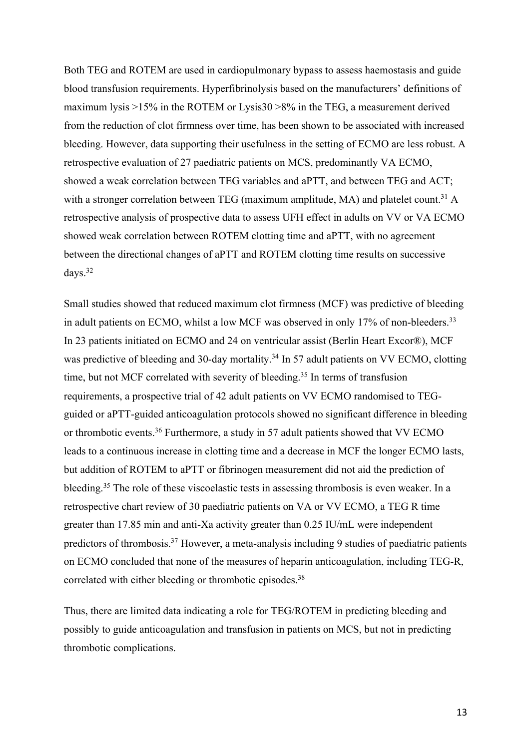Both TEG and ROTEM are used in cardiopulmonary bypass to assess haemostasis and guide blood transfusion requirements. Hyperfibrinolysis based on the manufacturers' definitions of maximum lysis >15% in the ROTEM or Lysis30 >8% in the TEG, a measurement derived from the reduction of clot firmness over time, has been shown to be associated with increased bleeding. However, data supporting their usefulness in the setting of ECMO are less robust. A retrospective evaluation of 27 paediatric patients on MCS, predominantly VA ECMO, showed a weak correlation between TEG variables and aPTT, and between TEG and ACT; with a stronger correlation between TEG (maximum amplitude, MA) and platelet count.[31] A retrospective analysis of prospective data to assess UFH effect in adults on VV or VA ECMO showed weak correlation between ROTEM clotting time and aPTT, with no agreement between the directional changes of aPTT and ROTEM clotting time results on successive days.[32]

Small studies showed that reduced maximum clot firmness (MCF) was predictive of bleeding in adult patients on ECMO, whilst a low MCF was observed in only 17% of non-bleeders.[33] In 23 patients initiated on ECMO and 24 on ventricular assist (Berlin Heart Excor®), MCF was predictive of bleeding and 30-day mortality.[34] In 57 adult patients on VV ECMO, clotting time, but not MCF correlated with severity of bleeding.[35] In terms of transfusion requirements, a prospective trial of 42 adult patients on VV ECMO randomised to TEG-guided or aPTT-guided anticoagulation protocols showed no significant difference in bleeding or thrombotic events.[36] Furthermore, a study in 57 adult patients showed that VV ECMO leads to a continuous increase in clotting time and a decrease in MCF the longer ECMO lasts, but addition of ROTEM to aPTT or fibrinogen measurement did not aid the prediction of bleeding.[35] The role of these viscoelastic tests in assessing thrombosis is even weaker. In a retrospective chart review of 30 paediatric patients on VA or VV ECMO, a TEG R time greater than 17.85 min and anti-Xa activity greater than 0.25 IU/mL were independent predictors of thrombosis.[37] However, a meta-analysis including 9 studies of paediatric patients on ECMO concluded that none of the measures of heparin anticoagulation, including TEG-R, correlated with either bleeding or thrombotic episodes.[38]

Thus, there are limited data indicating a role for TEG/ROTEM in predicting bleeding and possibly to guide anticoagulation and transfusion in patients on MCS, but not in predicting thrombotic complications.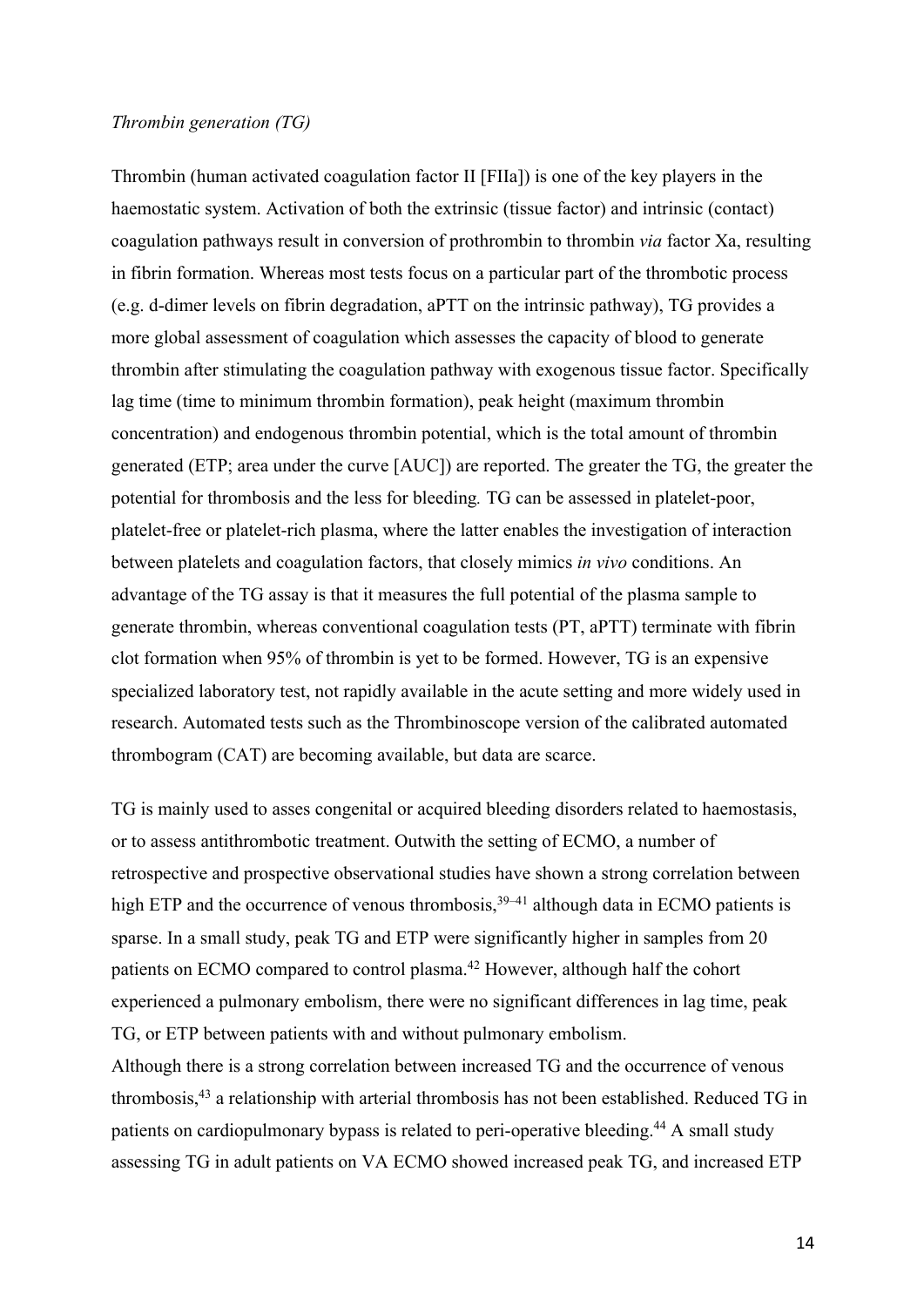*Thrombin generation (TG)*

Thrombin (human activated coagulation factor II [FIIa]) is one of the key players in the haemostatic system. Activation of both the extrinsic (tissue factor) and intrinsic (contact) coagulation pathways result in conversion of prothrombin to thrombin *via* factor Xa, resulting in fibrin formation. Whereas most tests focus on a particular part of the thrombotic process (e.g. d-dimer levels on fibrin degradation, aPTT on the intrinsic pathway), TG provides a more global assessment of coagulation which assesses the capacity of blood to generate thrombin after stimulating the coagulation pathway with exogenous tissue factor. Specifically lag time (time to minimum thrombin formation), peak height (maximum thrombin concentration) and endogenous thrombin potential, which is the total amount of thrombin generated (ETP; area under the curve [AUC]) are reported. The greater the TG, the greater the potential for thrombosis and the less for bleeding. TG can be assessed in platelet-poor, platelet-free or platelet-rich plasma, where the latter enables the investigation of interaction between platelets and coagulation factors, that closely mimics *in vivo* conditions. An advantage of the TG assay is that it measures the full potential of the plasma sample to generate thrombin, whereas conventional coagulation tests (PT, aPTT) terminate with fibrin clot formation when 95% of thrombin is yet to be formed. However, TG is an expensive specialized laboratory test, not rapidly available in the acute setting and more widely used in research. Automated tests such as the Thrombinoscope version of the calibrated automated thrombogram (CAT) are becoming available, but data are scarce.

TG is mainly used to asses congenital or acquired bleeding disorders related to haemostasis, or to assess antithrombotic treatment. Outwith the setting of ECMO, a number of retrospective and prospective observational studies have shown a strong correlation between high ETP and the occurrence of venous thrombosis,[39–41] although data in ECMO patients is sparse. In a small study, peak TG and ETP were significantly higher in samples from 20 patients on ECMO compared to control plasma.[42] However, although half the cohort experienced a pulmonary embolism, there were no significant differences in lag time, peak TG, or ETP between patients with and without pulmonary embolism.

Although there is a strong correlation between increased TG and the occurrence of venous thrombosis,[43] a relationship with arterial thrombosis has not been established. Reduced TG in patients on cardiopulmonary bypass is related to peri-operative bleeding.[44] A small study assessing TG in adult patients on VA ECMO showed increased peak TG, and increased ETP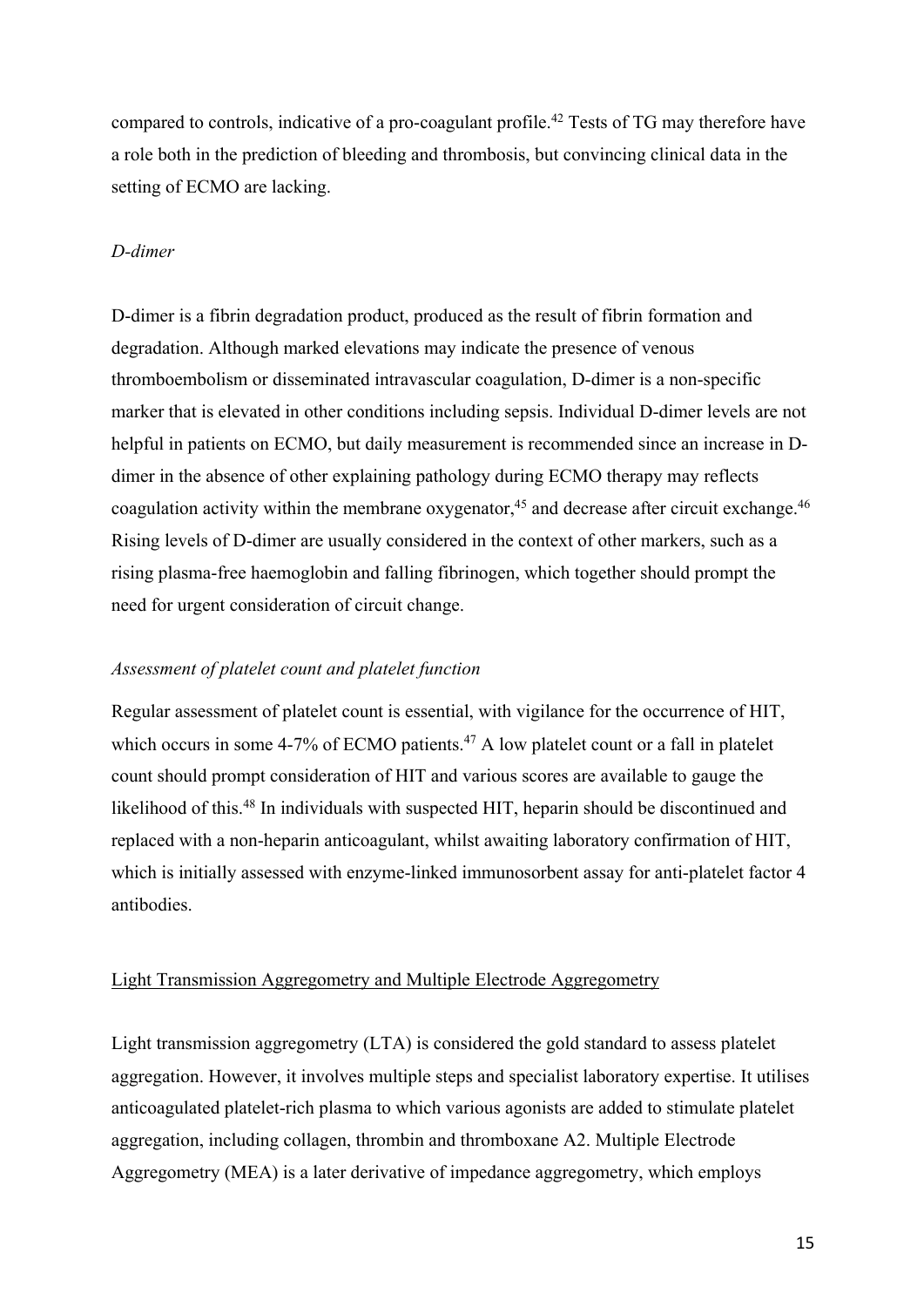compared to controls, indicative of a pro-coagulant profile.[42] Tests of TG may therefore have a role both in the prediction of bleeding and thrombosis, but convincing clinical data in the setting of ECMO are lacking.

*D-dimer*

D-dimer is a fibrin degradation product, produced as the result of fibrin formation and degradation. Although marked elevations may indicate the presence of venous thromboembolism or disseminated intravascular coagulation, D-dimer is a non-specific marker that is elevated in other conditions including sepsis. Individual D-dimer levels are not helpful in patients on ECMO, but daily measurement is recommended since an increase in D-dimer in the absence of other explaining pathology during ECMO therapy may reflects coagulation activity within the membrane oxygenator,[45] and decrease after circuit exchange.[46] Rising levels of D-dimer are usually considered in the context of other markers, such as a rising plasma-free haemoglobin and falling fibrinogen, which together should prompt the need for urgent consideration of circuit change.

*Assessment of platelet count and platelet function*

Regular assessment of platelet count is essential, with vigilance for the occurrence of HIT, which occurs in some 4-7% of ECMO patients.[47] A low platelet count or a fall in platelet count should prompt consideration of HIT and various scores are available to gauge the likelihood of this.[48] In individuals with suspected HIT, heparin should be discontinued and replaced with a non-heparin anticoagulant, whilst awaiting laboratory confirmation of HIT, which is initially assessed with enzyme-linked immunosorbent assay for anti-platelet factor 4 antibodies.

<u>Light Transmission Aggregometry and Multiple Electrode Aggregometry</u>

Light transmission aggregometry (LTA) is considered the gold standard to assess platelet aggregation. However, it involves multiple steps and specialist laboratory expertise. It utilises anticoagulated platelet-rich plasma to which various agonists are added to stimulate platelet aggregation, including collagen, thrombin and thromboxane A2. Multiple Electrode Aggregometry (MEA) is a later derivative of impedance aggregometry, which employs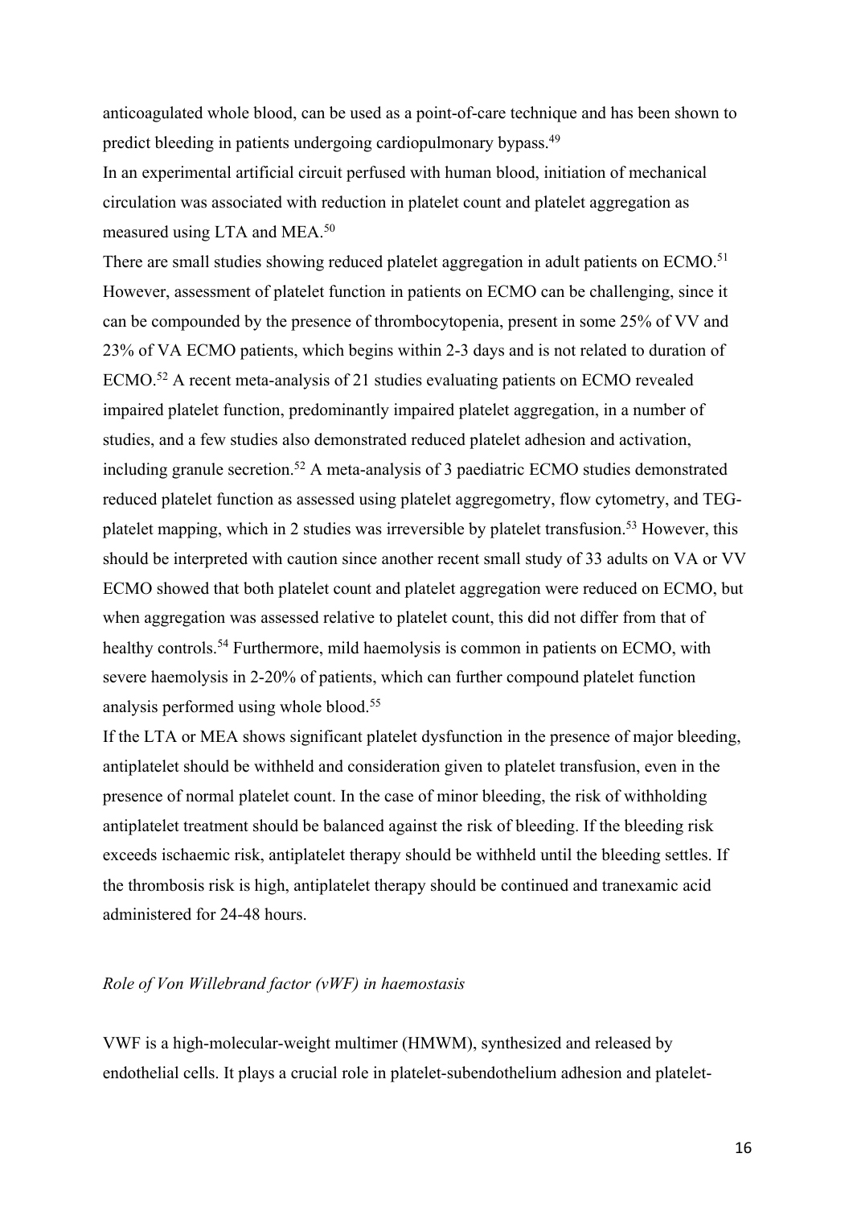anticoagulated whole blood, can be used as a point-of-care technique and has been shown to predict bleeding in patients undergoing cardiopulmonary bypass.[49]

In an experimental artificial circuit perfused with human blood, initiation of mechanical circulation was associated with reduction in platelet count and platelet aggregation as measured using LTA and MEA.[50]

There are small studies showing reduced platelet aggregation in adult patients on ECMO.[51] However, assessment of platelet function in patients on ECMO can be challenging, since it can be compounded by the presence of thrombocytopenia, present in some 25% of VV and 23% of VA ECMO patients, which begins within 2-3 days and is not related to duration of ECMO.[52] A recent meta-analysis of 21 studies evaluating patients on ECMO revealed impaired platelet function, predominantly impaired platelet aggregation, in a number of studies, and a few studies also demonstrated reduced platelet adhesion and activation, including granule secretion.[52] A meta-analysis of 3 paediatric ECMO studies demonstrated reduced platelet function as assessed using platelet aggregometry, flow cytometry, and TEG-platelet mapping, which in 2 studies was irreversible by platelet transfusion.[53] However, this should be interpreted with caution since another recent small study of 33 adults on VA or VV ECMO showed that both platelet count and platelet aggregation were reduced on ECMO, but when aggregation was assessed relative to platelet count, this did not differ from that of healthy controls.[54] Furthermore, mild haemolysis is common in patients on ECMO, with severe haemolysis in 2-20% of patients, which can further compound platelet function analysis performed using whole blood.[55]

If the LTA or MEA shows significant platelet dysfunction in the presence of major bleeding, antiplatelet should be withheld and consideration given to platelet transfusion, even in the presence of normal platelet count. In the case of minor bleeding, the risk of withholding antiplatelet treatment should be balanced against the risk of bleeding. If the bleeding risk exceeds ischaemic risk, antiplatelet therapy should be withheld until the bleeding settles. If the thrombosis risk is high, antiplatelet therapy should be continued and tranexamic acid administered for 24-48 hours.

*Role of Von Willebrand factor (vWF) in haemostasis*

VWF is a high-molecular-weight multimer (HMWM), synthesized and released by endothelial cells. It plays a crucial role in platelet-subendothelium adhesion and platelet-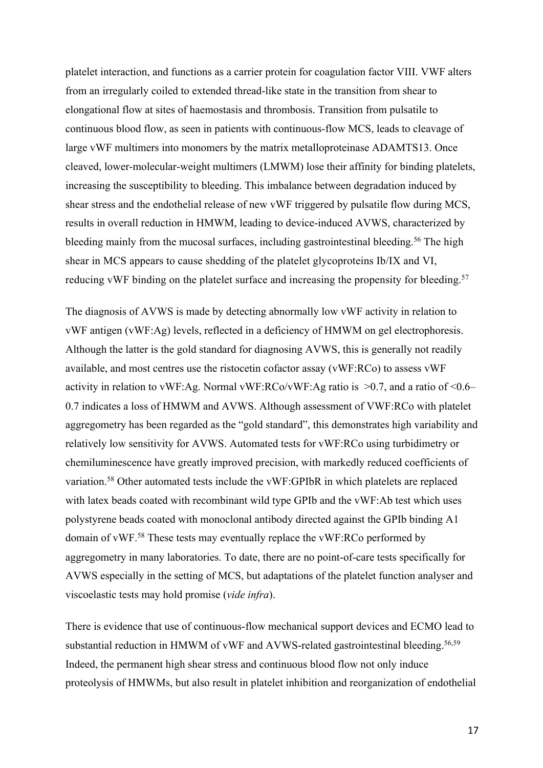platelet interaction, and functions as a carrier protein for coagulation factor VIII. VWF alters from an irregularly coiled to extended thread-like state in the transition from shear to elongational flow at sites of haemostasis and thrombosis. Transition from pulsatile to continuous blood flow, as seen in patients with continuous-flow MCS, leads to cleavage of large vWF multimers into monomers by the matrix metalloproteinase ADAMTS13. Once cleaved, lower-molecular-weight multimers (LMWM) lose their affinity for binding platelets, increasing the susceptibility to bleeding. This imbalance between degradation induced by shear stress and the endothelial release of new vWF triggered by pulsatile flow during MCS, results in overall reduction in HMWM, leading to device-induced AVWS, characterized by bleeding mainly from the mucosal surfaces, including gastrointestinal bleeding.[56] The high shear in MCS appears to cause shedding of the platelet glycoproteins Ib/IX and VI, reducing vWF binding on the platelet surface and increasing the propensity for bleeding.[57]

The diagnosis of AVWS is made by detecting abnormally low vWF activity in relation to vWF antigen (vWF:Ag) levels, reflected in a deficiency of HMWM on gel electrophoresis. Although the latter is the gold standard for diagnosing AVWS, this is generally not readily available, and most centres use the ristocetin cofactor assay (vWF:RCo) to assess vWF activity in relation to vWF:Ag. Normal vWF:RCo/vWF:Ag ratio is >0.7, and a ratio of <0.6–0.7 indicates a loss of HMWM and AVWS. Although assessment of VWF:RCo with platelet aggregometry has been regarded as the "gold standard", this demonstrates high variability and relatively low sensitivity for AVWS. Automated tests for vWF:RCo using turbidimetry or chemiluminescence have greatly improved precision, with markedly reduced coefficients of variation.[58] Other automated tests include the vWF:GPIbR in which platelets are replaced with latex beads coated with recombinant wild type GPIb and the vWF:Ab test which uses polystyrene beads coated with monoclonal antibody directed against the GPIb binding A1 domain of vWF.[58] These tests may eventually replace the vWF:RCo performed by aggregometry in many laboratories. To date, there are no point-of-care tests specifically for AVWS especially in the setting of MCS, but adaptations of the platelet function analyser and viscoelastic tests may hold promise (*vide infra*).

There is evidence that use of continuous-flow mechanical support devices and ECMO lead to substantial reduction in HMWM of vWF and AVWS-related gastrointestinal bleeding.[56,59] Indeed, the permanent high shear stress and continuous blood flow not only induce proteolysis of HMWMs, but also result in platelet inhibition and reorganization of endothelial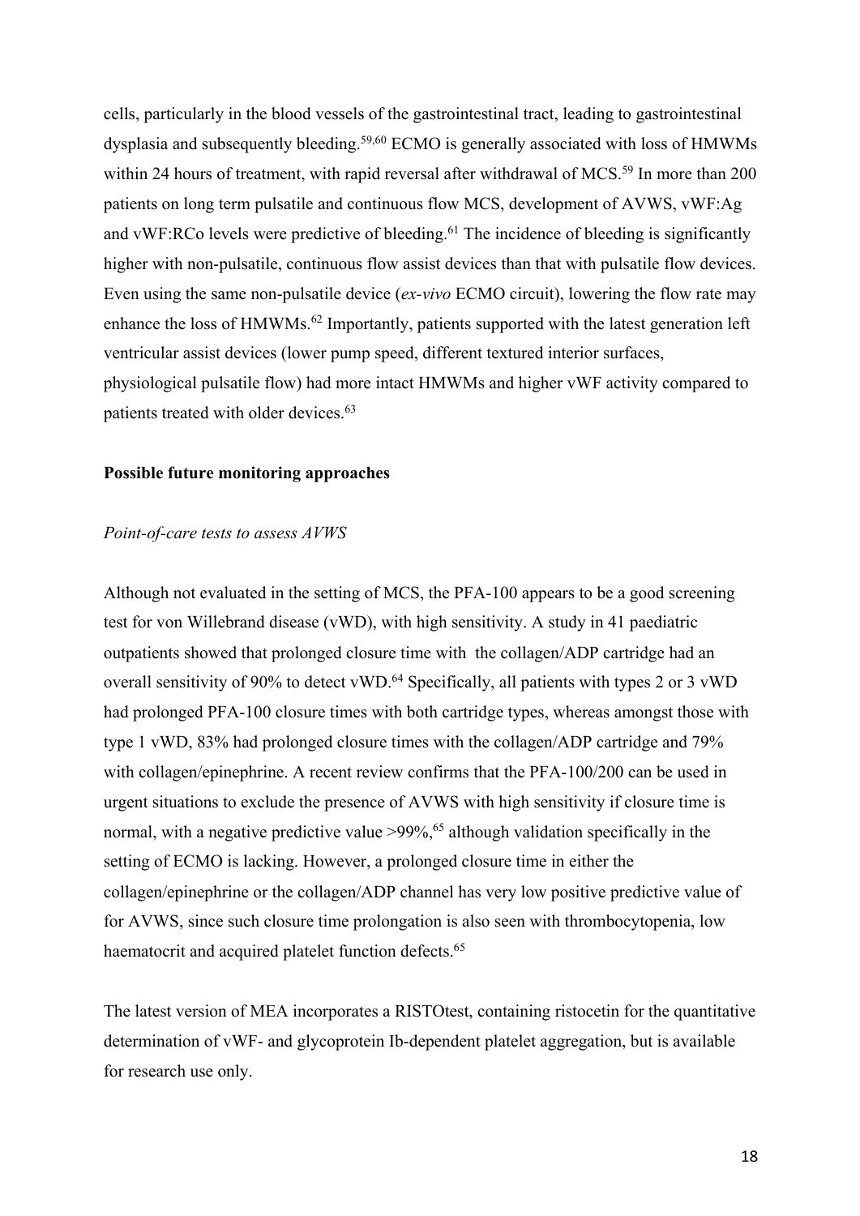cells, particularly in the blood vessels of the gastrointestinal tract, leading to gastrointestinal dysplasia and subsequently bleeding.[59,60] ECMO is generally associated with loss of HMWMs within 24 hours of treatment, with rapid reversal after withdrawal of MCS.[59] In more than 200 patients on long term pulsatile and continuous flow MCS, development of AVWS, vWF:Ag and vWF:RCo levels were predictive of bleeding.[61] The incidence of bleeding is significantly higher with non-pulsatile, continuous flow assist devices than that with pulsatile flow devices. Even using the same non-pulsatile device (*ex-vivo* ECMO circuit), lowering the flow rate may enhance the loss of HMWMs.[62] Importantly, patients supported with the latest generation left ventricular assist devices (lower pump speed, different textured interior surfaces, physiological pulsatile flow) had more intact HMWMs and higher vWF activity compared to patients treated with older devices.[63]

**Possible future monitoring approaches**

*Point-of-care tests to assess AVWS*

Although not evaluated in the setting of MCS, the PFA-100 appears to be a good screening test for von Willebrand disease (vWD), with high sensitivity. A study in 41 paediatric outpatients showed that prolonged closure time with the collagen/ADP cartridge had an overall sensitivity of 90% to detect vWD.[64] Specifically, all patients with types 2 or 3 vWD had prolonged PFA-100 closure times with both cartridge types, whereas amongst those with type 1 vWD, 83% had prolonged closure times with the collagen/ADP cartridge and 79% with collagen/epinephrine. A recent review confirms that the PFA-100/200 can be used in urgent situations to exclude the presence of AVWS with high sensitivity if closure time is normal, with a negative predictive value >99%,[65] although validation specifically in the setting of ECMO is lacking. However, a prolonged closure time in either the collagen/epinephrine or the collagen/ADP channel has very low positive predictive value of for AVWS, since such closure time prolongation is also seen with thrombocytopenia, low haematocrit and acquired platelet function defects.[65]

The latest version of MEA incorporates a RISTOtest, containing ristocetin for the quantitative determination of vWF- and glycoprotein Ib-dependent platelet aggregation, but is available for research use only.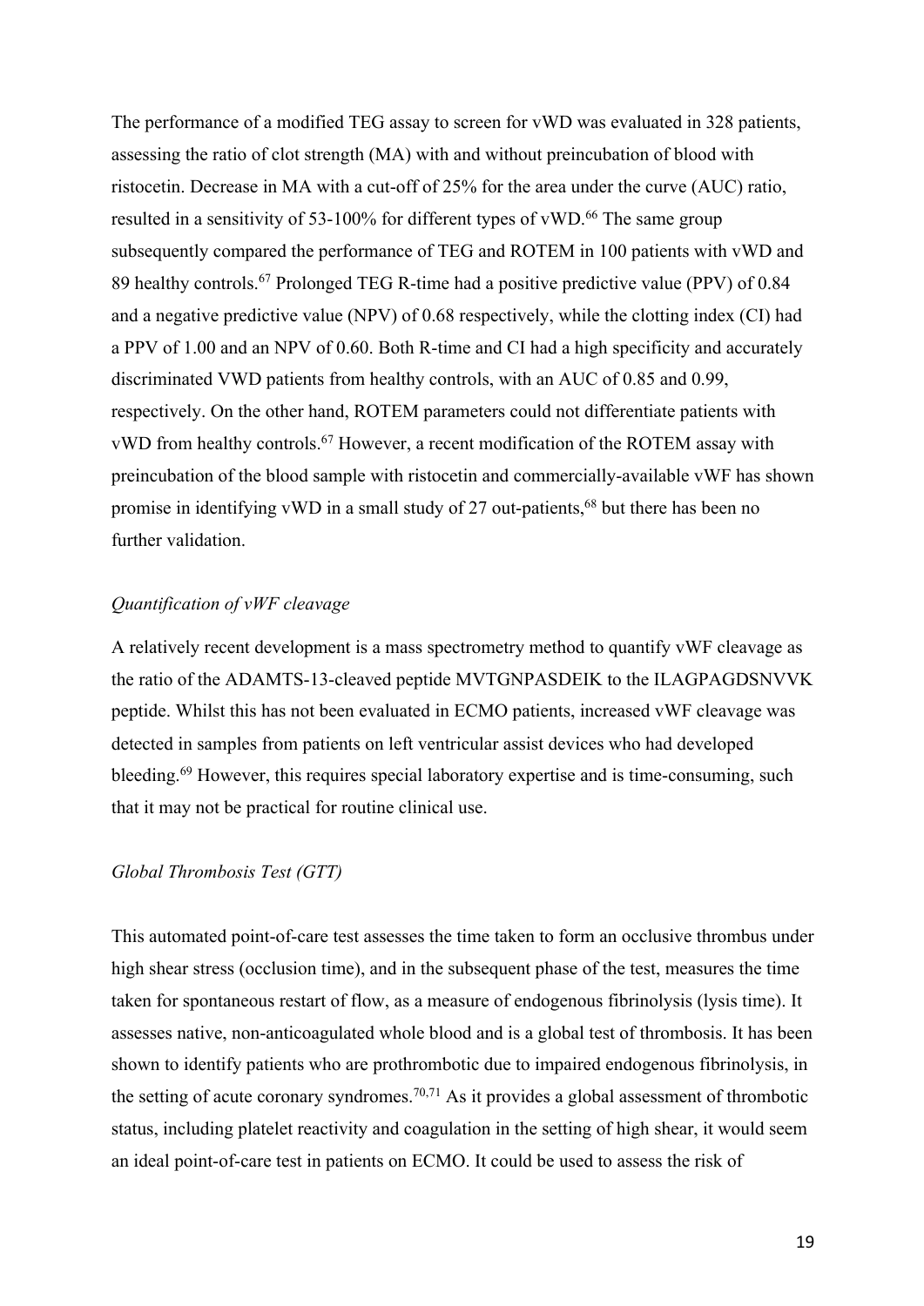The performance of a modified TEG assay to screen for vWD was evaluated in 328 patients, assessing the ratio of clot strength (MA) with and without preincubation of blood with ristocetin. Decrease in MA with a cut-off of 25% for the area under the curve (AUC) ratio, resulted in a sensitivity of 53-100% for different types of vWD.[66] The same group subsequently compared the performance of TEG and ROTEM in 100 patients with vWD and 89 healthy controls.[67] Prolonged TEG R-time had a positive predictive value (PPV) of 0.84 and a negative predictive value (NPV) of 0.68 respectively, while the clotting index (CI) had a PPV of 1.00 and an NPV of 0.60. Both R-time and CI had a high specificity and accurately discriminated VWD patients from healthy controls, with an AUC of 0.85 and 0.99, respectively. On the other hand, ROTEM parameters could not differentiate patients with vWD from healthy controls.[67] However, a recent modification of the ROTEM assay with preincubation of the blood sample with ristocetin and commercially-available vWF has shown promise in identifying vWD in a small study of 27 out-patients,[68] but there has been no further validation.

*Quantification of vWF cleavage*

A relatively recent development is a mass spectrometry method to quantify vWF cleavage as the ratio of the ADAMTS-13-cleaved peptide MVTGNPASDEIK to the ILAGPAGDSNVVK peptide. Whilst this has not been evaluated in ECMO patients, increased vWF cleavage was detected in samples from patients on left ventricular assist devices who had developed bleeding.[69] However, this requires special laboratory expertise and is time-consuming, such that it may not be practical for routine clinical use.

*Global Thrombosis Test (GTT)*

This automated point-of-care test assesses the time taken to form an occlusive thrombus under high shear stress (occlusion time), and in the subsequent phase of the test, measures the time taken for spontaneous restart of flow, as a measure of endogenous fibrinolysis (lysis time). It assesses native, non-anticoagulated whole blood and is a global test of thrombosis. It has been shown to identify patients who are prothrombotic due to impaired endogenous fibrinolysis, in the setting of acute coronary syndromes.[70,71] As it provides a global assessment of thrombotic status, including platelet reactivity and coagulation in the setting of high shear, it would seem an ideal point-of-care test in patients on ECMO. It could be used to assess the risk of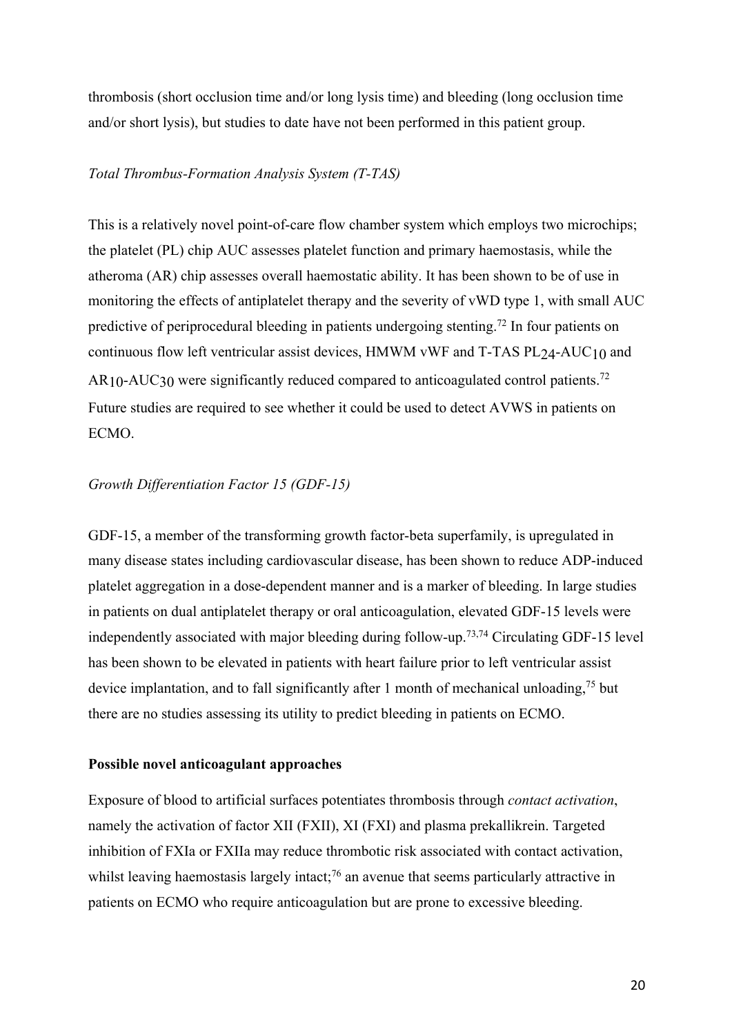thrombosis (short occlusion time and/or long lysis time) and bleeding (long occlusion time and/or short lysis), but studies to date have not been performed in this patient group.

*Total Thrombus-Formation Analysis System (T-TAS)*

This is a relatively novel point-of-care flow chamber system which employs two microchips; the platelet (PL) chip AUC assesses platelet function and primary haemostasis, while the atheroma (AR) chip assesses overall haemostatic ability. It has been shown to be of use in monitoring the effects of antiplatelet therapy and the severity of vWD type 1, with small AUC predictive of periprocedural bleeding in patients undergoing stenting.[72] In four patients on continuous flow left ventricular assist devices, HMWM vWF and T-TAS $PL_{24}$-$AUC_{10}$ and $AR_{10}$-$AUC_{30}$ were significantly reduced compared to anticoagulated control patients.[72] Future studies are required to see whether it could be used to detect AVWS in patients on ECMO.

*Growth Differentiation Factor 15 (GDF-15)*

GDF-15, a member of the transforming growth factor-beta superfamily, is upregulated in many disease states including cardiovascular disease, has been shown to reduce ADP-induced platelet aggregation in a dose-dependent manner and is a marker of bleeding. In large studies in patients on dual antiplatelet therapy or oral anticoagulation, elevated GDF-15 levels were independently associated with major bleeding during follow-up.[73,74] Circulating GDF-15 level has been shown to be elevated in patients with heart failure prior to left ventricular assist device implantation, and to fall significantly after 1 month of mechanical unloading,[75] but there are no studies assessing its utility to predict bleeding in patients on ECMO.

**Possible novel anticoagulant approaches**

Exposure of blood to artificial surfaces potentiates thrombosis through *contact activation*, namely the activation of factor XII (FXII), XI (FXI) and plasma prekallikrein. Targeted inhibition of FXIa or FXIIa may reduce thrombotic risk associated with contact activation, whilst leaving haemostasis largely intact;[76] an avenue that seems particularly attractive in patients on ECMO who require anticoagulation but are prone to excessive bleeding.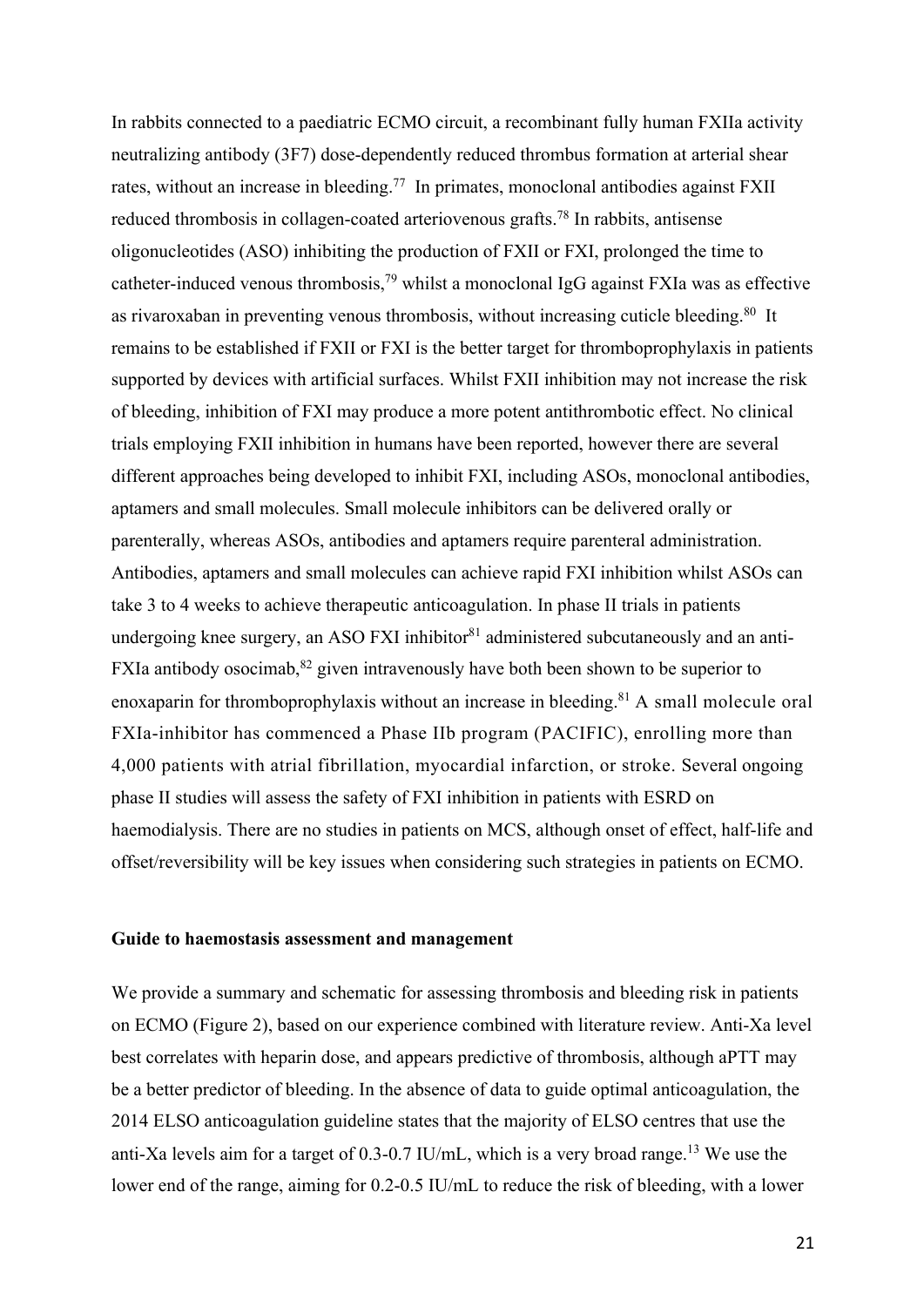In rabbits connected to a paediatric ECMO circuit, a recombinant fully human FXIIa activity neutralizing antibody (3F7) dose-dependently reduced thrombus formation at arterial shear rates, without an increase in bleeding.[77] In primates, monoclonal antibodies against FXII reduced thrombosis in collagen-coated arteriovenous grafts.[78] In rabbits, antisense oligonucleotides (ASO) inhibiting the production of FXII or FXI, prolonged the time to catheter-induced venous thrombosis,[79] whilst a monoclonal IgG against FXIa was as effective as rivaroxaban in preventing venous thrombosis, without increasing cuticle bleeding.[80] It remains to be established if FXII or FXI is the better target for thromboprophylaxis in patients supported by devices with artificial surfaces. Whilst FXII inhibition may not increase the risk of bleeding, inhibition of FXI may produce a more potent antithrombotic effect. No clinical trials employing FXII inhibition in humans have been reported, however there are several different approaches being developed to inhibit FXI, including ASOs, monoclonal antibodies, aptamers and small molecules. Small molecule inhibitors can be delivered orally or parenterally, whereas ASOs, antibodies and aptamers require parenteral administration. Antibodies, aptamers and small molecules can achieve rapid FXI inhibition whilst ASOs can take 3 to 4 weeks to achieve therapeutic anticoagulation. In phase II trials in patients undergoing knee surgery, an ASO FXI inhibitor[81] administered subcutaneously and an anti-FXIa antibody osocimab,[82] given intravenously have both been shown to be superior to enoxaparin for thromboprophylaxis without an increase in bleeding.[81] A small molecule oral FXIa-inhibitor has commenced a Phase IIb program (PACIFIC), enrolling more than 4,000 patients with atrial fibrillation, myocardial infarction, or stroke. Several ongoing phase II studies will assess the safety of FXI inhibition in patients with ESRD on haemodialysis. There are no studies in patients on MCS, although onset of effect, half-life and offset/reversibility will be key issues when considering such strategies in patients on ECMO.

**Guide to haemostasis assessment and management**

We provide a summary and schematic for assessing thrombosis and bleeding risk in patients on ECMO (Figure 2), based on our experience combined with literature review. Anti-Xa level best correlates with heparin dose, and appears predictive of thrombosis, although aPTT may be a better predictor of bleeding. In the absence of data to guide optimal anticoagulation, the 2014 ELSO anticoagulation guideline states that the majority of ELSO centres that use the anti-Xa levels aim for a target of 0.3-0.7 IU/mL, which is a very broad range.[13] We use the lower end of the range, aiming for 0.2-0.5 IU/mL to reduce the risk of bleeding, with a lower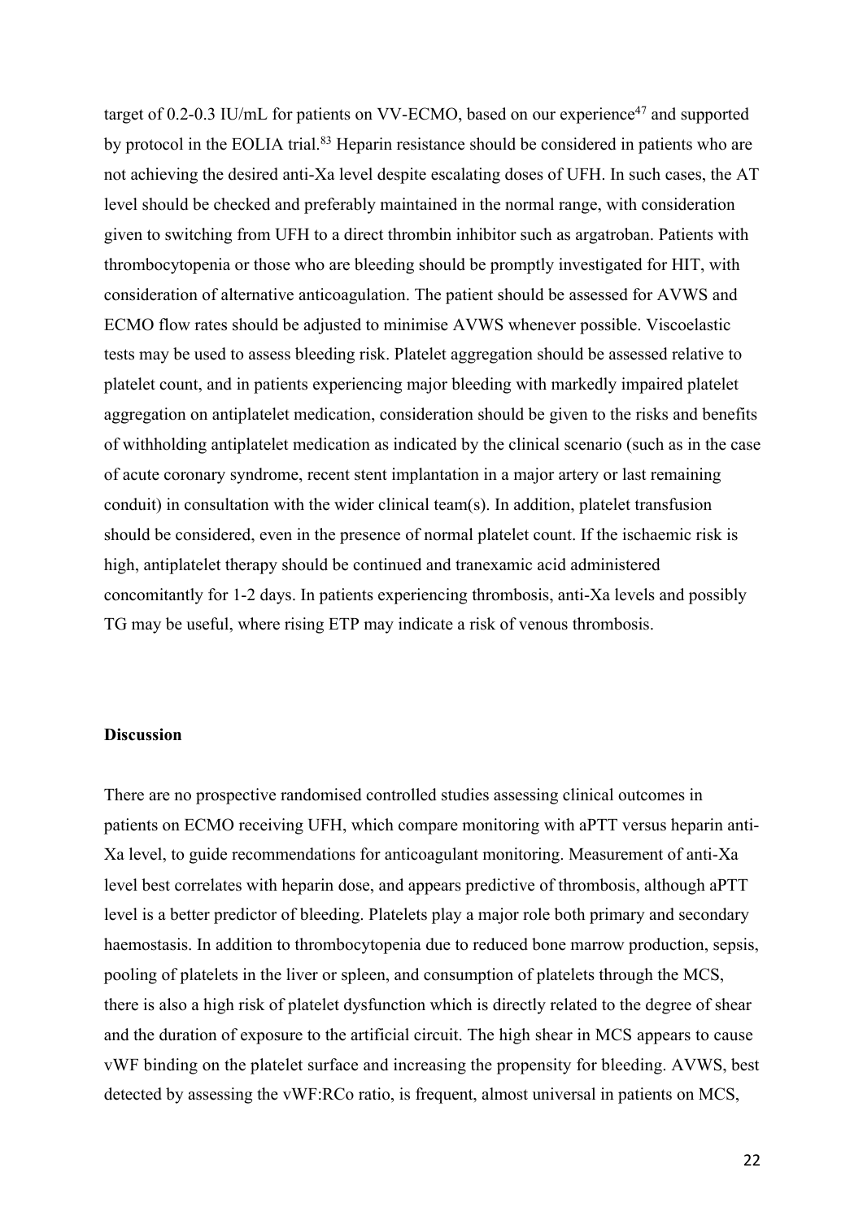target of 0.2-0.3 IU/mL for patients on VV-ECMO, based on our experience[47] and supported by protocol in the EOLIA trial.[83] Heparin resistance should be considered in patients who are not achieving the desired anti-Xa level despite escalating doses of UFH. In such cases, the AT level should be checked and preferably maintained in the normal range, with consideration given to switching from UFH to a direct thrombin inhibitor such as argatroban. Patients with thrombocytopenia or those who are bleeding should be promptly investigated for HIT, with consideration of alternative anticoagulation. The patient should be assessed for AVWS and ECMO flow rates should be adjusted to minimise AVWS whenever possible. Viscoelastic tests may be used to assess bleeding risk. Platelet aggregation should be assessed relative to platelet count, and in patients experiencing major bleeding with markedly impaired platelet aggregation on antiplatelet medication, consideration should be given to the risks and benefits of withholding antiplatelet medication as indicated by the clinical scenario (such as in the case of acute coronary syndrome, recent stent implantation in a major artery or last remaining conduit) in consultation with the wider clinical team(s). In addition, platelet transfusion should be considered, even in the presence of normal platelet count. If the ischaemic risk is high, antiplatelet therapy should be continued and tranexamic acid administered concomitantly for 1-2 days. In patients experiencing thrombosis, anti-Xa levels and possibly TG may be useful, where rising ETP may indicate a risk of venous thrombosis.

**Discussion**

There are no prospective randomised controlled studies assessing clinical outcomes in patients on ECMO receiving UFH, which compare monitoring with aPTT versus heparin anti-Xa level, to guide recommendations for anticoagulant monitoring. Measurement of anti-Xa level best correlates with heparin dose, and appears predictive of thrombosis, although aPTT level is a better predictor of bleeding. Platelets play a major role both primary and secondary haemostasis. In addition to thrombocytopenia due to reduced bone marrow production, sepsis, pooling of platelets in the liver or spleen, and consumption of platelets through the MCS, there is also a high risk of platelet dysfunction which is directly related to the degree of shear and the duration of exposure to the artificial circuit. The high shear in MCS appears to cause vWF binding on the platelet surface and increasing the propensity for bleeding. AVWS, best detected by assessing the vWF:RCo ratio, is frequent, almost universal in patients on MCS,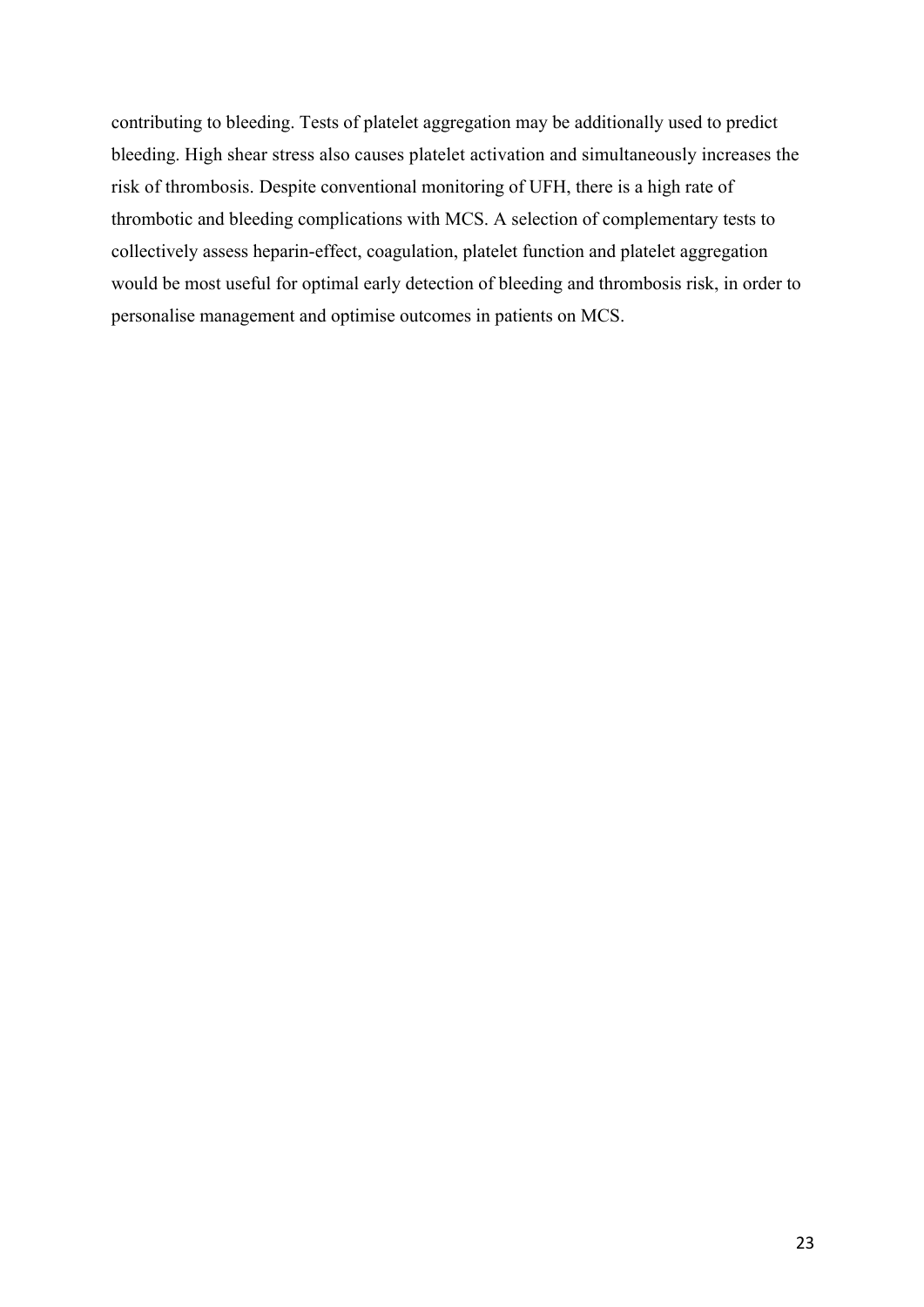contributing to bleeding. Tests of platelet aggregation may be additionally used to predict bleeding. High shear stress also causes platelet activation and simultaneously increases the risk of thrombosis. Despite conventional monitoring of UFH, there is a high rate of thrombotic and bleeding complications with MCS. A selection of complementary tests to collectively assess heparin-effect, coagulation, platelet function and platelet aggregation would be most useful for optimal early detection of bleeding and thrombosis risk, in order to personalise management and optimise outcomes in patients on MCS.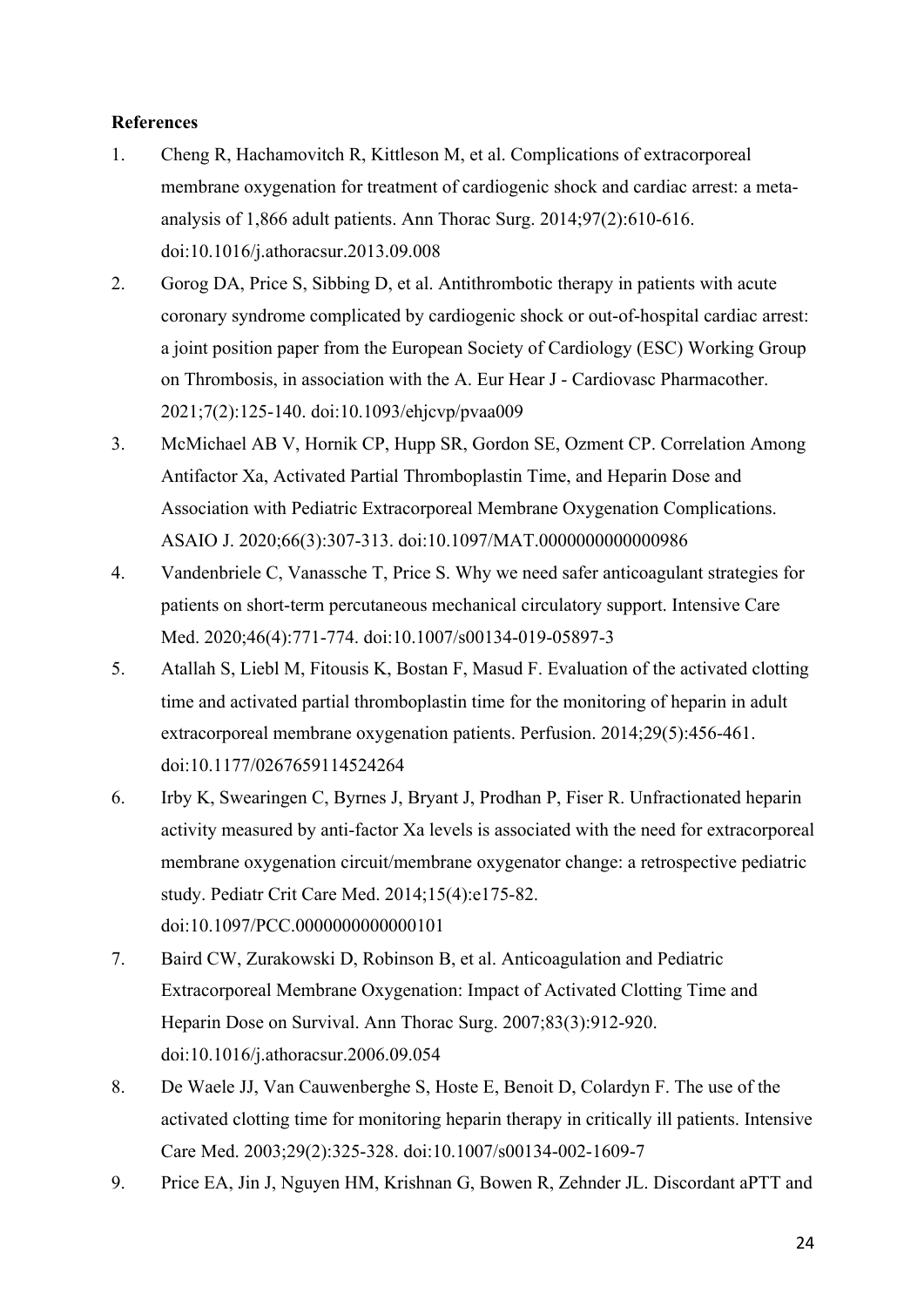**References**

1. Cheng R, Hachamovitch R, Kittleson M, et al. Complications of extracorporeal membrane oxygenation for treatment of cardiogenic shock and cardiac arrest: a meta-analysis of 1,866 adult patients. Ann Thorac Surg. 2014;97(2):610-616. doi:10.1016/j.athoracsur.2013.09.008
2. Gorog DA, Price S, Sibbing D, et al. Antithrombotic therapy in patients with acute coronary syndrome complicated by cardiogenic shock or out-of-hospital cardiac arrest: a joint position paper from the European Society of Cardiology (ESC) Working Group on Thrombosis, in association with the A. Eur Hear J - Cardiovasc Pharmacother. 2021;7(2):125-140. doi:10.1093/ehjcvp/pvaa009
3. McMichael AB V, Hornik CP, Hupp SR, Gordon SE, Ozment CP. Correlation Among Antifactor Xa, Activated Partial Thromboplastin Time, and Heparin Dose and Association with Pediatric Extracorporeal Membrane Oxygenation Complications. ASAIO J. 2020;66(3):307-313. doi:10.1097/MAT.0000000000000986
4. Vandenbriele C, Vanassche T, Price S. Why we need safer anticoagulant strategies for patients on short-term percutaneous mechanical circulatory support. Intensive Care Med. 2020;46(4):771-774. doi:10.1007/s00134-019-05897-3
5. Atallah S, Liebl M, Fitousis K, Bostan F, Masud F. Evaluation of the activated clotting time and activated partial thromboplastin time for the monitoring of heparin in adult extracorporeal membrane oxygenation patients. Perfusion. 2014;29(5):456-461. doi:10.1177/0267659114524264
6. Irby K, Swearingen C, Byrnes J, Bryant J, Prodhan P, Fiser R. Unfractionated heparin activity measured by anti-factor Xa levels is associated with the need for extracorporeal membrane oxygenation circuit/membrane oxygenator change: a retrospective pediatric study. Pediatr Crit Care Med. 2014;15(4):e175-82. doi:10.1097/PCC.0000000000000101
7. Baird CW, Zurakowski D, Robinson B, et al. Anticoagulation and Pediatric Extracorporeal Membrane Oxygenation: Impact of Activated Clotting Time and Heparin Dose on Survival. Ann Thorac Surg. 2007;83(3):912-920. doi:10.1016/j.athoracsur.2006.09.054
8. De Waele JJ, Van Cauwenberghe S, Hoste E, Benoit D, Colardyn F. The use of the activated clotting time for monitoring heparin therapy in critically ill patients. Intensive Care Med. 2003;29(2):325-328. doi:10.1007/s00134-002-1609-7
9. Price EA, Jin J, Nguyen HM, Krishnan G, Bowen R, Zehnder JL. Discordant aPTT and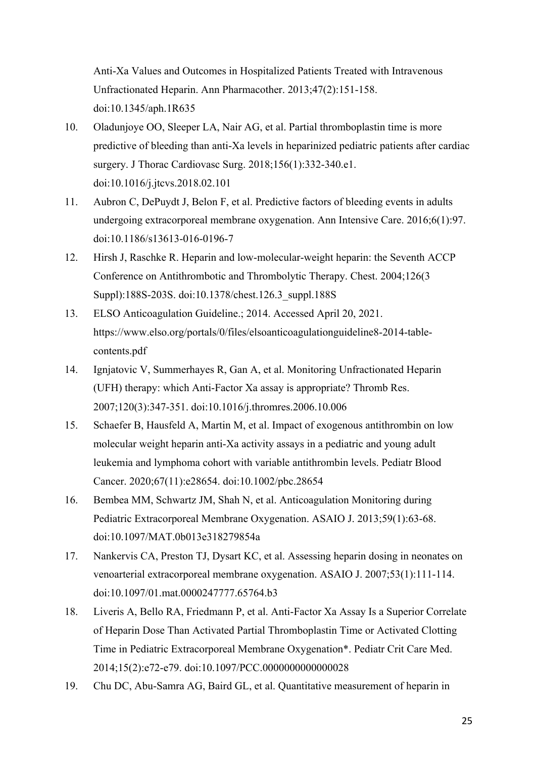Anti-Xa Values and Outcomes in Hospitalized Patients Treated with Intravenous Unfractionated Heparin. Ann Pharmacother. 2013;47(2):151-158. doi:10.1345/aph.1R635

10. Oladunjoye OO, Sleeper LA, Nair AG, et al. Partial thromboplastin time is more predictive of bleeding than anti-Xa levels in heparinized pediatric patients after cardiac surgery. J Thorac Cardiovasc Surg. 2018;156(1):332-340.e1. doi:10.1016/j.jtcvs.2018.02.101
11. Aubron C, DePuydt J, Belon F, et al. Predictive factors of bleeding events in adults undergoing extracorporeal membrane oxygenation. Ann Intensive Care. 2016;6(1):97. doi:10.1186/s13613-016-0196-7
12. Hirsh J, Raschke R. Heparin and low-molecular-weight heparin: the Seventh ACCP Conference on Antithrombotic and Thrombolytic Therapy. Chest. 2004;126(3 Suppl):188S-203S. doi:10.1378/chest.126.3_suppl.188S
13. ELSO Anticoagulation Guideline.; 2014. Accessed April 20, 2021. https://www.elso.org/portals/0/files/elsoanticoagulationguideline8-2014-table-contents.pdf
14. Ignjatovic V, Summerhayes R, Gan A, et al. Monitoring Unfractionated Heparin (UFH) therapy: which Anti-Factor Xa assay is appropriate? Thromb Res. 2007;120(3):347-351. doi:10.1016/j.thromres.2006.10.006
15. Schaefer B, Hausfeld A, Martin M, et al. Impact of exogenous antithrombin on low molecular weight heparin anti-Xa activity assays in a pediatric and young adult leukemia and lymphoma cohort with variable antithrombin levels. Pediatr Blood Cancer. 2020;67(11):e28654. doi:10.1002/pbc.28654
16. Bembea MM, Schwartz JM, Shah N, et al. Anticoagulation Monitoring during Pediatric Extracorporeal Membrane Oxygenation. ASAIO J. 2013;59(1):63-68. doi:10.1097/MAT.0b013e318279854a
17. Nankervis CA, Preston TJ, Dysart KC, et al. Assessing heparin dosing in neonates on venoarterial extracorporeal membrane oxygenation. ASAIO J. 2007;53(1):111-114. doi:10.1097/01.mat.0000247777.65764.b3
18. Liveris A, Bello RA, Friedmann P, et al. Anti-Factor Xa Assay Is a Superior Correlate of Heparin Dose Than Activated Partial Thromboplastin Time or Activated Clotting Time in Pediatric Extracorporeal Membrane Oxygenation*. Pediatr Crit Care Med. 2014;15(2):e72-e79. doi:10.1097/PCC.0000000000000028
19. Chu DC, Abu-Samra AG, Baird GL, et al. Quantitative measurement of heparin in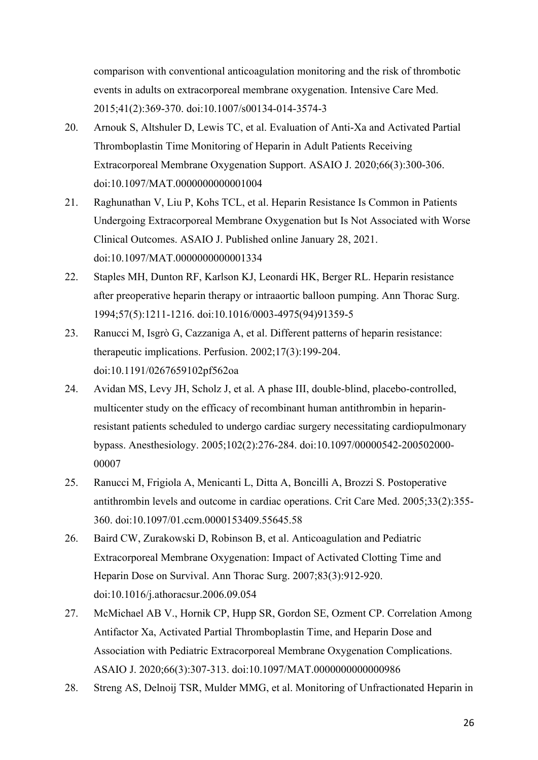comparison with conventional anticoagulation monitoring and the risk of thrombotic events in adults on extracorporeal membrane oxygenation. Intensive Care Med. 2015;41(2):369-370. doi:10.1007/s00134-014-3574-3

20. Arnouk S, Altshuler D, Lewis TC, et al. Evaluation of Anti-Xa and Activated Partial Thromboplastin Time Monitoring of Heparin in Adult Patients Receiving Extracorporeal Membrane Oxygenation Support. ASAIO J. 2020;66(3):300-306. doi:10.1097/MAT.0000000000001004
21. Raghunathan V, Liu P, Kohs TCL, et al. Heparin Resistance Is Common in Patients Undergoing Extracorporeal Membrane Oxygenation but Is Not Associated with Worse Clinical Outcomes. ASAIO J. Published online January 28, 2021. doi:10.1097/MAT.0000000000001334
22. Staples MH, Dunton RF, Karlson KJ, Leonardi HK, Berger RL. Heparin resistance after preoperative heparin therapy or intraaortic balloon pumping. Ann Thorac Surg. 1994;57(5):1211-1216. doi:10.1016/0003-4975(94)91359-5
23. Ranucci M, Isgrò G, Cazzaniga A, et al. Different patterns of heparin resistance: therapeutic implications. Perfusion. 2002;17(3):199-204. doi:10.1191/0267659102pf562oa
24. Avidan MS, Levy JH, Scholz J, et al. A phase III, double-blind, placebo-controlled, multicenter study on the efficacy of recombinant human antithrombin in heparin-resistant patients scheduled to undergo cardiac surgery necessitating cardiopulmonary bypass. Anesthesiology. 2005;102(2):276-284. doi:10.1097/00000542-200502000-00007
25. Ranucci M, Frigiola A, Menicanti L, Ditta A, Boncilli A, Brozzi S. Postoperative antithrombin levels and outcome in cardiac operations. Crit Care Med. 2005;33(2):355-360. doi:10.1097/01.ccm.0000153409.55645.58
26. Baird CW, Zurakowski D, Robinson B, et al. Anticoagulation and Pediatric Extracorporeal Membrane Oxygenation: Impact of Activated Clotting Time and Heparin Dose on Survival. Ann Thorac Surg. 2007;83(3):912-920. doi:10.1016/j.athoracsur.2006.09.054
27. McMichael AB V., Hornik CP, Hupp SR, Gordon SE, Ozment CP. Correlation Among Antifactor Xa, Activated Partial Thromboplastin Time, and Heparin Dose and Association with Pediatric Extracorporeal Membrane Oxygenation Complications. ASAIO J. 2020;66(3):307-313. doi:10.1097/MAT.0000000000000986
28. Streng AS, Delnoij TSR, Mulder MMG, et al. Monitoring of Unfractionated Heparin in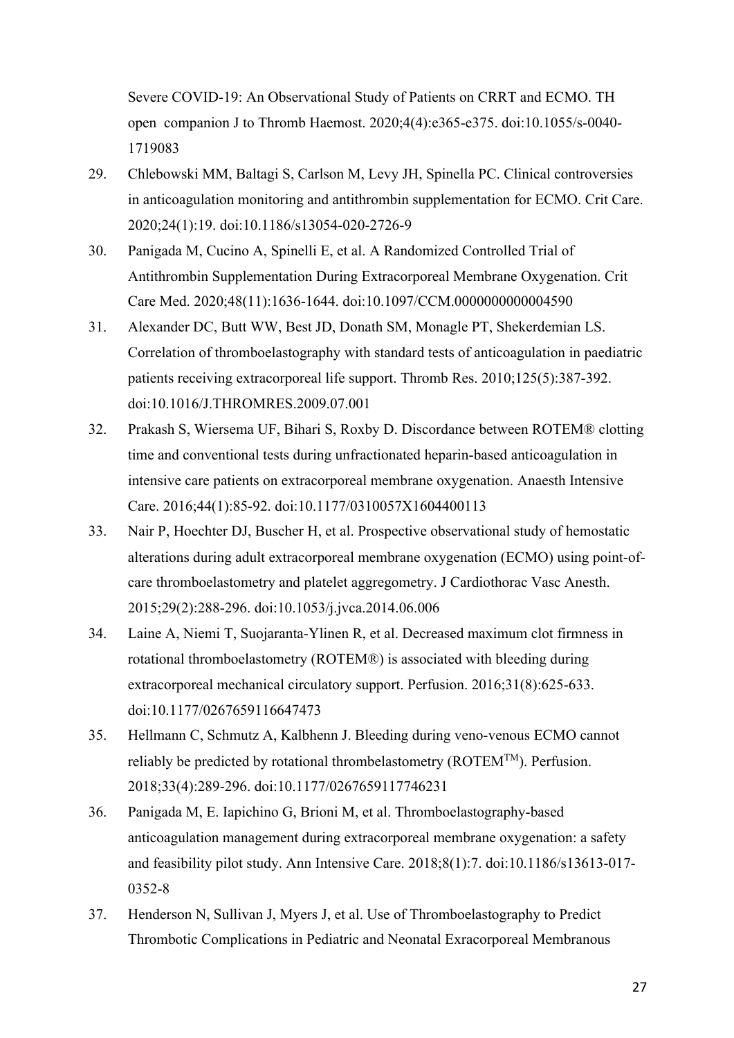Severe COVID-19: An Observational Study of Patients on CRRT and ECMO. TH open companion J to Thromb Haemost. 2020;4(4):e365-e375. doi:10.1055/s-0040-1719083

29. Chlebowski MM, Baltagi S, Carlson M, Levy JH, Spinella PC. Clinical controversies in anticoagulation monitoring and antithrombin supplementation for ECMO. Crit Care. 2020;24(1):19. doi:10.1186/s13054-020-2726-9
30. Panigada M, Cucino A, Spinelli E, et al. A Randomized Controlled Trial of Antithrombin Supplementation During Extracorporeal Membrane Oxygenation. Crit Care Med. 2020;48(11):1636-1644. doi:10.1097/CCM.0000000000004590
31. Alexander DC, Butt WW, Best JD, Donath SM, Monagle PT, Shekerdemian LS. Correlation of thromboelastography with standard tests of anticoagulation in paediatric patients receiving extracorporeal life support. Thromb Res. 2010;125(5):387-392. doi:10.1016/J.THROMRES.2009.07.001
32. Prakash S, Wiersema UF, Bihari S, Roxby D. Discordance between ROTEM® clotting time and conventional tests during unfractionated heparin-based anticoagulation in intensive care patients on extracorporeal membrane oxygenation. Anaesth Intensive Care. 2016;44(1):85-92. doi:10.1177/0310057X1604400113
33. Nair P, Hoechter DJ, Buscher H, et al. Prospective observational study of hemostatic alterations during adult extracorporeal membrane oxygenation (ECMO) using point-of-care thromboelastometry and platelet aggregometry. J Cardiothorac Vasc Anesth. 2015;29(2):288-296. doi:10.1053/j.jvca.2014.06.006
34. Laine A, Niemi T, Suojaranta-Ylinen R, et al. Decreased maximum clot firmness in rotational thromboelastometry (ROTEM®) is associated with bleeding during extracorporeal mechanical circulatory support. Perfusion. 2016;31(8):625-633. doi:10.1177/0267659116647473
35. Hellmann C, Schmutz A, Kalbhenn J. Bleeding during veno-venous ECMO cannot reliably be predicted by rotational thrombelastometry (ROTEM™). Perfusion. 2018;33(4):289-296. doi:10.1177/0267659117746231
36. Panigada M, E. Iapichino G, Brioni M, et al. Thromboelastography-based anticoagulation management during extracorporeal membrane oxygenation: a safety and feasibility pilot study. Ann Intensive Care. 2018;8(1):7. doi:10.1186/s13613-017-0352-8
37. Henderson N, Sullivan J, Myers J, et al. Use of Thromboelastography to Predict Thrombotic Complications in Pediatric and Neonatal Exracorporeal Membranous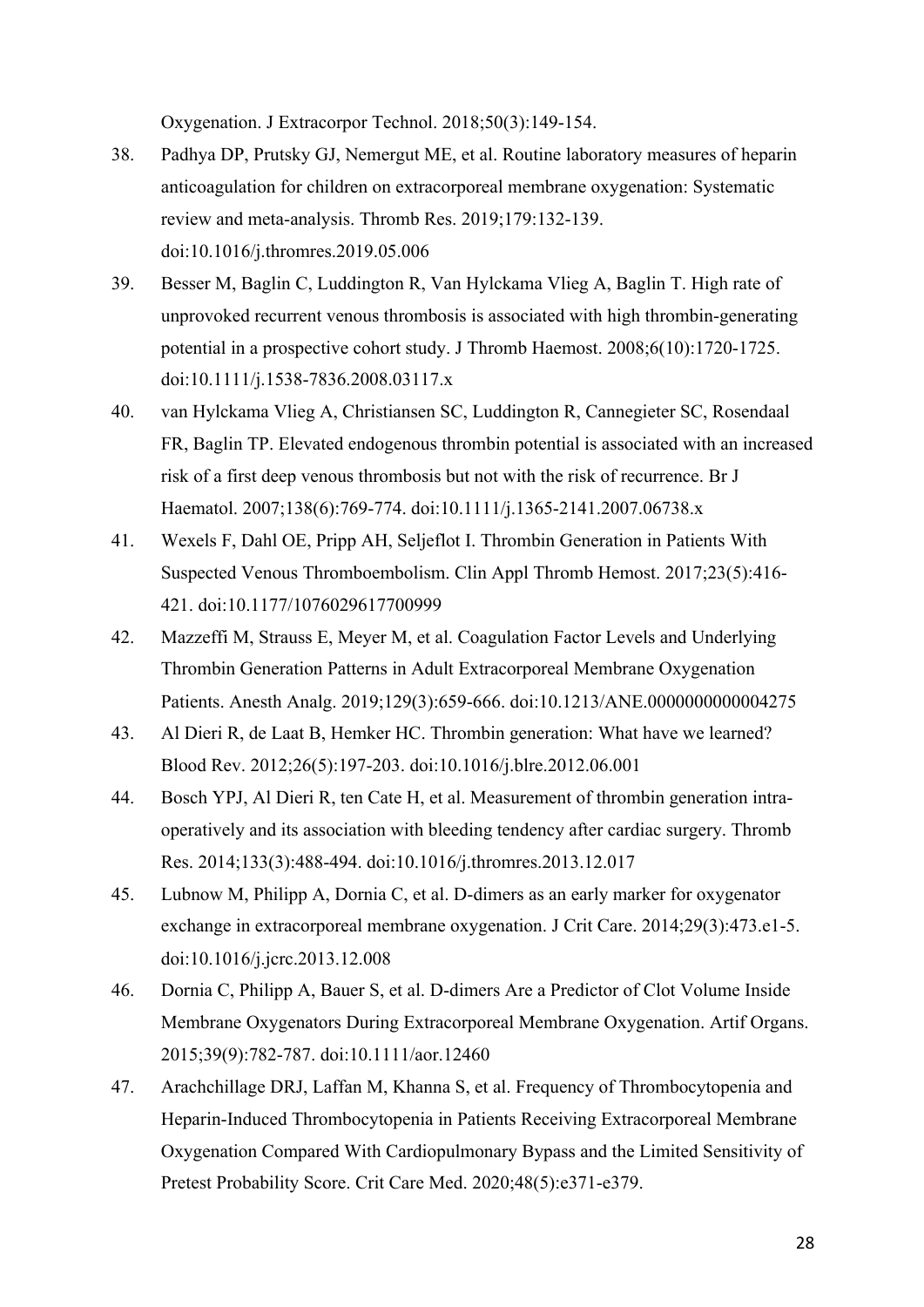Oxygenation. J Extracorpor Technol. 2018;50(3):149-154.

38. Padhya DP, Prutsky GJ, Nemergut ME, et al. Routine laboratory measures of heparin anticoagulation for children on extracorporeal membrane oxygenation: Systematic review and meta-analysis. Thromb Res. 2019;179:132-139. doi:10.1016/j.thromres.2019.05.006
39. Besser M, Baglin C, Luddington R, Van Hylckama Vlieg A, Baglin T. High rate of unprovoked recurrent venous thrombosis is associated with high thrombin-generating potential in a prospective cohort study. J Thromb Haemost. 2008;6(10):1720-1725. doi:10.1111/j.1538-7836.2008.03117.x
40. van Hylckama Vlieg A, Christiansen SC, Luddington R, Cannegieter SC, Rosendaal FR, Baglin TP. Elevated endogenous thrombin potential is associated with an increased risk of a first deep venous thrombosis but not with the risk of recurrence. Br J Haematol. 2007;138(6):769-774. doi:10.1111/j.1365-2141.2007.06738.x
41. Wexels F, Dahl OE, Pripp AH, Seljeflot I. Thrombin Generation in Patients With Suspected Venous Thromboembolism. Clin Appl Thromb Hemost. 2017;23(5):416-421. doi:10.1177/1076029617700999
42. Mazzeffi M, Strauss E, Meyer M, et al. Coagulation Factor Levels and Underlying Thrombin Generation Patterns in Adult Extracorporeal Membrane Oxygenation Patients. Anesth Analg. 2019;129(3):659-666. doi:10.1213/ANE.0000000000004275
43. Al Dieri R, de Laat B, Hemker HC. Thrombin generation: What have we learned? Blood Rev. 2012;26(5):197-203. doi:10.1016/j.blre.2012.06.001
44. Bosch YPJ, Al Dieri R, ten Cate H, et al. Measurement of thrombin generation intra-operatively and its association with bleeding tendency after cardiac surgery. Thromb Res. 2014;133(3):488-494. doi:10.1016/j.thromres.2013.12.017
45. Lubnow M, Philipp A, Dornia C, et al. D-dimers as an early marker for oxygenator exchange in extracorporeal membrane oxygenation. J Crit Care. 2014;29(3):473.e1-5. doi:10.1016/j.jcrc.2013.12.008
46. Dornia C, Philipp A, Bauer S, et al. D-dimers Are a Predictor of Clot Volume Inside Membrane Oxygenators During Extracorporeal Membrane Oxygenation. Artif Organs. 2015;39(9):782-787. doi:10.1111/aor.12460
47. Arachchillage DRJ, Laffan M, Khanna S, et al. Frequency of Thrombocytopenia and Heparin-Induced Thrombocytopenia in Patients Receiving Extracorporeal Membrane Oxygenation Compared With Cardiopulmonary Bypass and the Limited Sensitivity of Pretest Probability Score. Crit Care Med. 2020;48(5):e371-e379.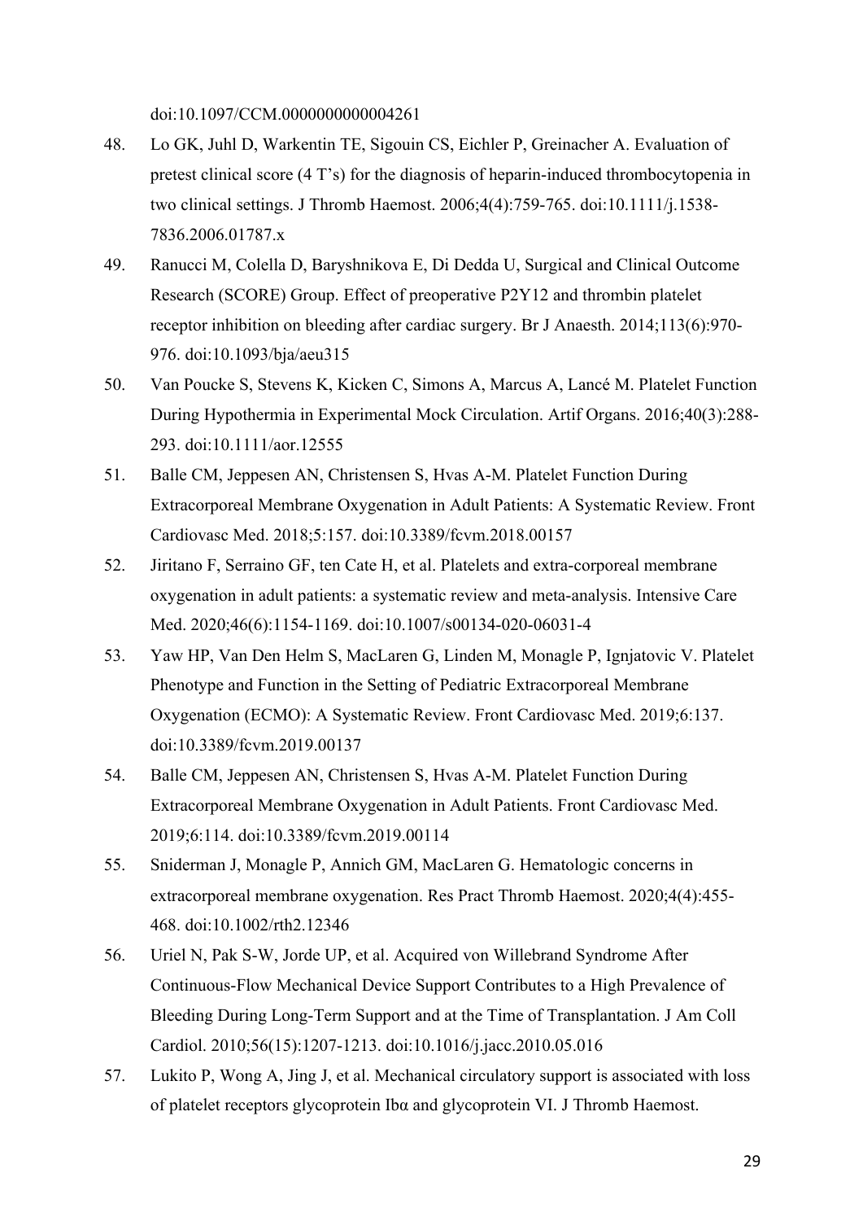doi:10.1097/CCM.0000000000004261

48. Lo GK, Juhl D, Warkentin TE, Sigouin CS, Eichler P, Greinacher A. Evaluation of pretest clinical score (4 T's) for the diagnosis of heparin-induced thrombocytopenia in two clinical settings. J Thromb Haemost. 2006;4(4):759-765. doi:10.1111/j.1538-7836.2006.01787.x
49. Ranucci M, Colella D, Baryshnikova E, Di Dedda U, Surgical and Clinical Outcome Research (SCORE) Group. Effect of preoperative P2Y12 and thrombin platelet receptor inhibition on bleeding after cardiac surgery. Br J Anaesth. 2014;113(6):970-976. doi:10.1093/bja/aeu315
50. Van Poucke S, Stevens K, Kicken C, Simons A, Marcus A, Lancé M. Platelet Function During Hypothermia in Experimental Mock Circulation. Artif Organs. 2016;40(3):288-293. doi:10.1111/aor.12555
51. Balle CM, Jeppesen AN, Christensen S, Hvas A-M. Platelet Function During Extracorporeal Membrane Oxygenation in Adult Patients: A Systematic Review. Front Cardiovasc Med. 2018;5:157. doi:10.3389/fcvm.2018.00157
52. Jiritano F, Serraino GF, ten Cate H, et al. Platelets and extra-corporeal membrane oxygenation in adult patients: a systematic review and meta-analysis. Intensive Care Med. 2020;46(6):1154-1169. doi:10.1007/s00134-020-06031-4
53. Yaw HP, Van Den Helm S, MacLaren G, Linden M, Monagle P, Ignjatovic V. Platelet Phenotype and Function in the Setting of Pediatric Extracorporeal Membrane Oxygenation (ECMO): A Systematic Review. Front Cardiovasc Med. 2019;6:137. doi:10.3389/fcvm.2019.00137
54. Balle CM, Jeppesen AN, Christensen S, Hvas A-M. Platelet Function During Extracorporeal Membrane Oxygenation in Adult Patients. Front Cardiovasc Med. 2019;6:114. doi:10.3389/fcvm.2019.00114
55. Sniderman J, Monagle P, Annich GM, MacLaren G. Hematologic concerns in extracorporeal membrane oxygenation. Res Pract Thromb Haemost. 2020;4(4):455-468. doi:10.1002/rth2.12346
56. Uriel N, Pak S-W, Jorde UP, et al. Acquired von Willebrand Syndrome After Continuous-Flow Mechanical Device Support Contributes to a High Prevalence of Bleeding During Long-Term Support and at the Time of Transplantation. J Am Coll Cardiol. 2010;56(15):1207-1213. doi:10.1016/j.jacc.2010.05.016
57. Lukito P, Wong A, Jing J, et al. Mechanical circulatory support is associated with loss of platelet receptors glycoprotein Ibα and glycoprotein VI. J Thromb Haemost.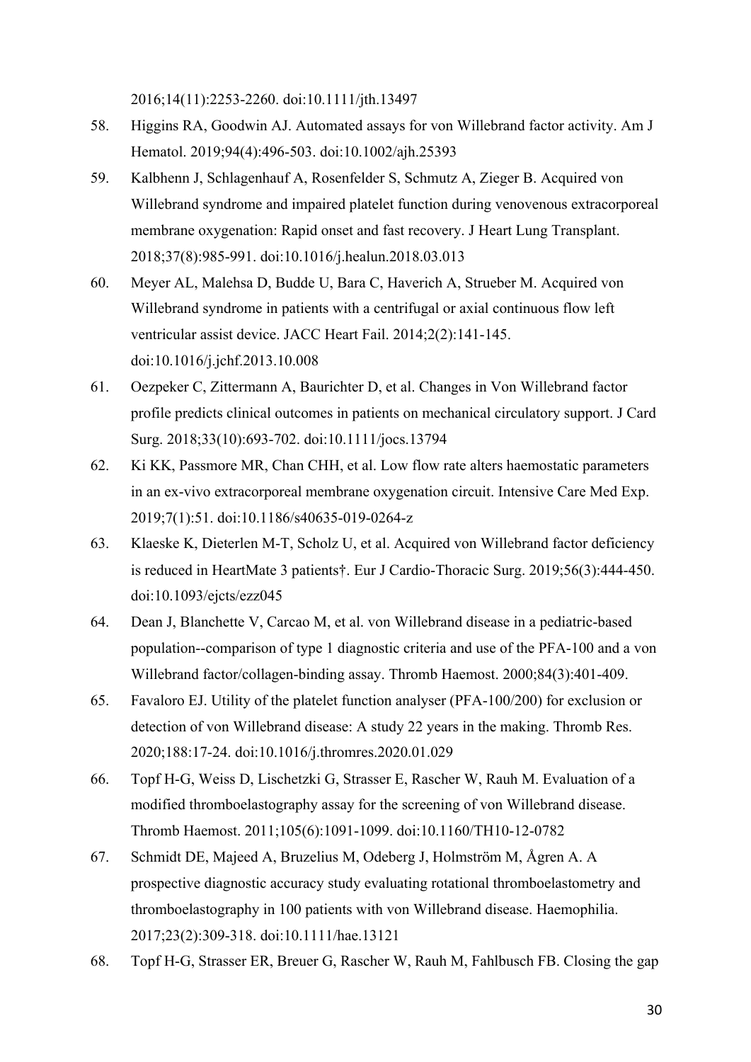2016;14(11):2253-2260. doi:10.1111/jth.13497

58. Higgins RA, Goodwin AJ. Automated assays for von Willebrand factor activity. Am J Hematol. 2019;94(4):496-503. doi:10.1002/ajh.25393

59. Kalbhenn J, Schlagenhauf A, Rosenfelder S, Schmutz A, Zieger B. Acquired von Willebrand syndrome and impaired platelet function during venovenous extracorporeal membrane oxygenation: Rapid onset and fast recovery. J Heart Lung Transplant. 2018;37(8):985-991. doi:10.1016/j.healun.2018.03.013

60. Meyer AL, Malehsa D, Budde U, Bara C, Haverich A, Strueber M. Acquired von Willebrand syndrome in patients with a centrifugal or axial continuous flow left ventricular assist device. JACC Heart Fail. 2014;2(2):141-145. doi:10.1016/j.jchf.2013.10.008

61. Oezpeker C, Zittermann A, Baurichter D, et al. Changes in Von Willebrand factor profile predicts clinical outcomes in patients on mechanical circulatory support. J Card Surg. 2018;33(10):693-702. doi:10.1111/jocs.13794

62. Ki KK, Passmore MR, Chan CHH, et al. Low flow rate alters haemostatic parameters in an ex-vivo extracorporeal membrane oxygenation circuit. Intensive Care Med Exp. 2019;7(1):51. doi:10.1186/s40635-019-0264-z

63. Klaeske K, Dieterlen M-T, Scholz U, et al. Acquired von Willebrand factor deficiency is reduced in HeartMate 3 patients†. Eur J Cardio-Thoracic Surg. 2019;56(3):444-450. doi:10.1093/ejcts/ezz045

64. Dean J, Blanchette V, Carcao M, et al. von Willebrand disease in a pediatric-based population--comparison of type 1 diagnostic criteria and use of the PFA-100 and a von Willebrand factor/collagen-binding assay. Thromb Haemost. 2000;84(3):401-409.

65. Favaloro EJ. Utility of the platelet function analyser (PFA-100/200) for exclusion or detection of von Willebrand disease: A study 22 years in the making. Thromb Res. 2020;188:17-24. doi:10.1016/j.thromres.2020.01.029

66. Topf H-G, Weiss D, Lischetzki G, Strasser E, Rascher W, Rauh M. Evaluation of a modified thromboelastography assay for the screening of von Willebrand disease. Thromb Haemost. 2011;105(6):1091-1099. doi:10.1160/TH10-12-0782

67. Schmidt DE, Majeed A, Bruzelius M, Odeberg J, Holmström M, Ågren A. A prospective diagnostic accuracy study evaluating rotational thromboelastometry and thromboelastography in 100 patients with von Willebrand disease. Haemophilia. 2017;23(2):309-318. doi:10.1111/hae.13121

68. Topf H-G, Strasser ER, Breuer G, Rascher W, Rauh M, Fahlbusch FB. Closing the gap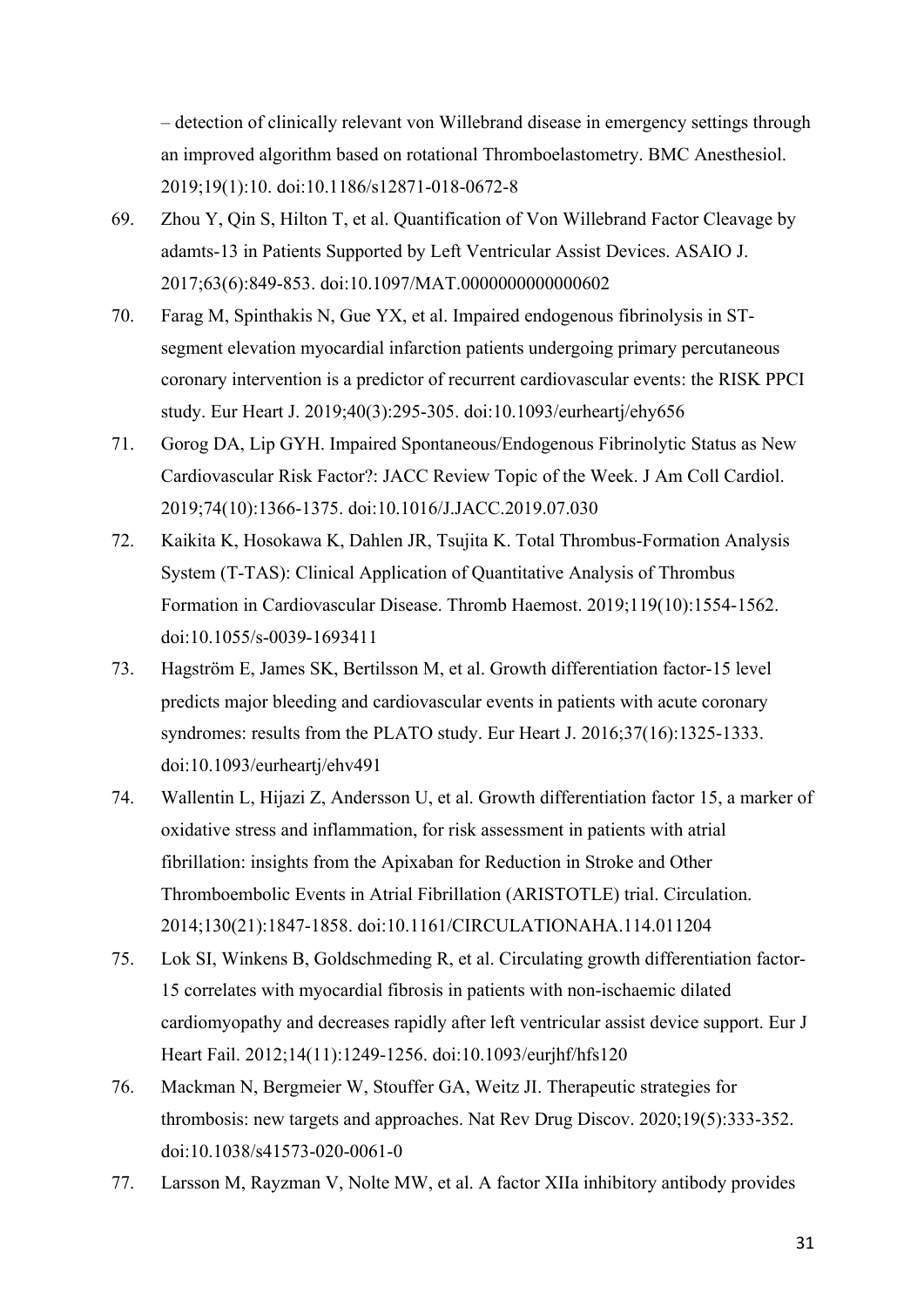– detection of clinically relevant von Willebrand disease in emergency settings through an improved algorithm based on rotational Thromboelastometry. BMC Anesthesiol. 2019;19(1):10. doi:10.1186/s12871-018-0672-8

69. Zhou Y, Qin S, Hilton T, et al. Quantification of Von Willebrand Factor Cleavage by adamts-13 in Patients Supported by Left Ventricular Assist Devices. ASAIO J. 2017;63(6):849-853. doi:10.1097/MAT.0000000000000602

70. Farag M, Spinthakis N, Gue YX, et al. Impaired endogenous fibrinolysis in ST-segment elevation myocardial infarction patients undergoing primary percutaneous coronary intervention is a predictor of recurrent cardiovascular events: the RISK PPCI study. Eur Heart J. 2019;40(3):295-305. doi:10.1093/eurheartj/ehy656

71. Gorog DA, Lip GYH. Impaired Spontaneous/Endogenous Fibrinolytic Status as New Cardiovascular Risk Factor?: JACC Review Topic of the Week. J Am Coll Cardiol. 2019;74(10):1366-1375. doi:10.1016/J.JACC.2019.07.030

72. Kaikita K, Hosokawa K, Dahlen JR, Tsujita K. Total Thrombus-Formation Analysis System (T-TAS): Clinical Application of Quantitative Analysis of Thrombus Formation in Cardiovascular Disease. Thromb Haemost. 2019;119(10):1554-1562. doi:10.1055/s-0039-1693411

73. Hagström E, James SK, Bertilsson M, et al. Growth differentiation factor-15 level predicts major bleeding and cardiovascular events in patients with acute coronary syndromes: results from the PLATO study. Eur Heart J. 2016;37(16):1325-1333. doi:10.1093/eurheartj/ehv491

74. Wallentin L, Hijazi Z, Andersson U, et al. Growth differentiation factor 15, a marker of oxidative stress and inflammation, for risk assessment in patients with atrial fibrillation: insights from the Apixaban for Reduction in Stroke and Other Thromboembolic Events in Atrial Fibrillation (ARISTOTLE) trial. Circulation. 2014;130(21):1847-1858. doi:10.1161/CIRCULATIONAHA.114.011204

75. Lok SI, Winkens B, Goldschmeding R, et al. Circulating growth differentiation factor-15 correlates with myocardial fibrosis in patients with non-ischaemic dilated cardiomyopathy and decreases rapidly after left ventricular assist device support. Eur J Heart Fail. 2012;14(11):1249-1256. doi:10.1093/eurjhf/hfs120

76. Mackman N, Bergmeier W, Stouffer GA, Weitz JI. Therapeutic strategies for thrombosis: new targets and approaches. Nat Rev Drug Discov. 2020;19(5):333-352. doi:10.1038/s41573-020-0061-0

77. Larsson M, Rayzman V, Nolte MW, et al. A factor XIIa inhibitory antibody provides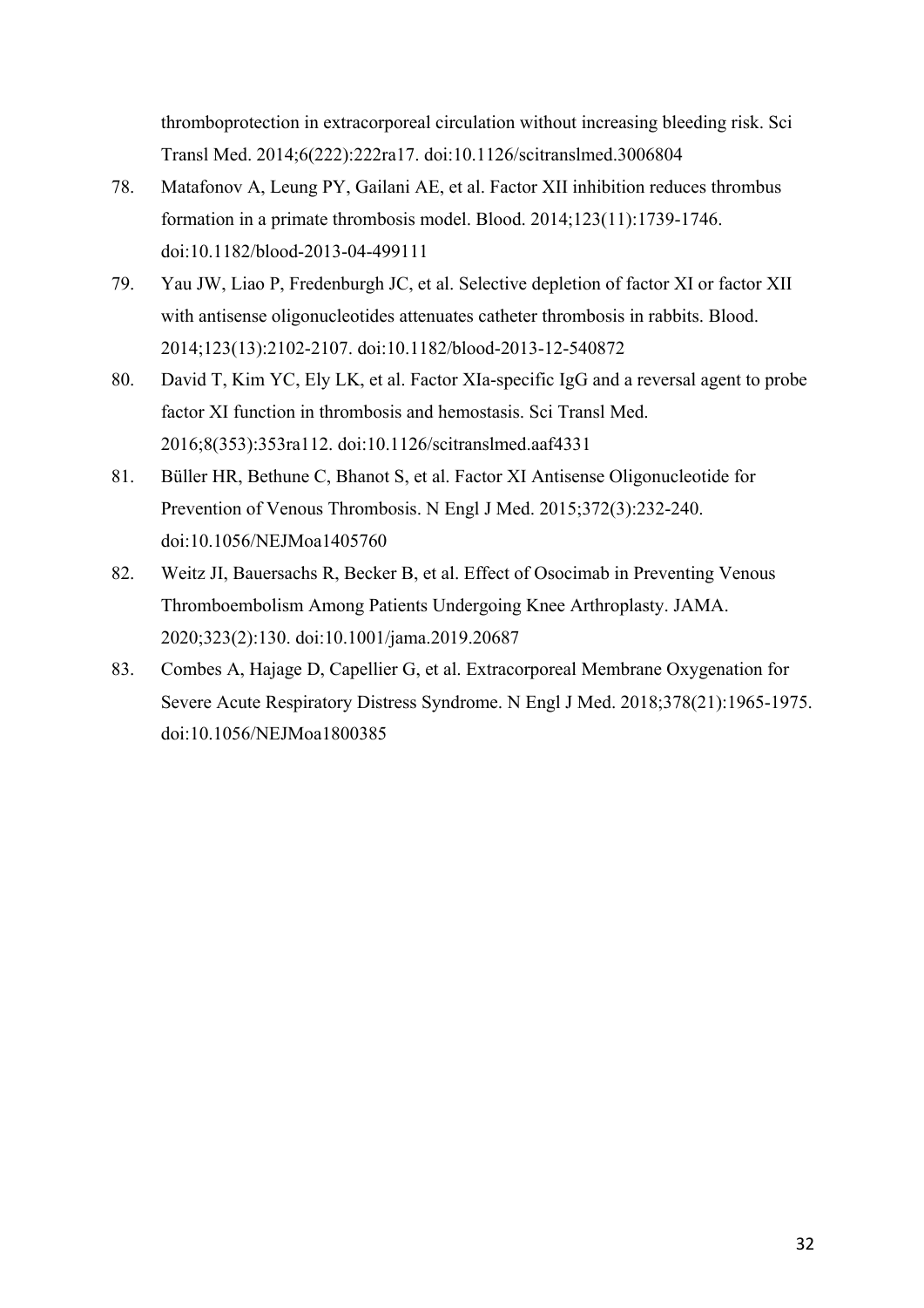thromboprotection in extracorporeal circulation without increasing bleeding risk. Sci Transl Med. 2014;6(222):222ra17. doi:10.1126/scitranslmed.3006804

78. Matafonov A, Leung PY, Gailani AE, et al. Factor XII inhibition reduces thrombus formation in a primate thrombosis model. Blood. 2014;123(11):1739-1746. doi:10.1182/blood-2013-04-499111
79. Yau JW, Liao P, Fredenburgh JC, et al. Selective depletion of factor XI or factor XII with antisense oligonucleotides attenuates catheter thrombosis in rabbits. Blood. 2014;123(13):2102-2107. doi:10.1182/blood-2013-12-540872
80. David T, Kim YC, Ely LK, et al. Factor XIa-specific IgG and a reversal agent to probe factor XI function in thrombosis and hemostasis. Sci Transl Med. 2016;8(353):353ra112. doi:10.1126/scitranslmed.aaf4331
81. Büller HR, Bethune C, Bhanot S, et al. Factor XI Antisense Oligonucleotide for Prevention of Venous Thrombosis. N Engl J Med. 2015;372(3):232-240. doi:10.1056/NEJMoa1405760
82. Weitz JI, Bauersachs R, Becker B, et al. Effect of Osocimab in Preventing Venous Thromboembolism Among Patients Undergoing Knee Arthroplasty. JAMA. 2020;323(2):130. doi:10.1001/jama.2019.20687
83. Combes A, Hajage D, Capellier G, et al. Extracorporeal Membrane Oxygenation for Severe Acute Respiratory Distress Syndrome. N Engl J Med. 2018;378(21):1965-1975. doi:10.1056/NEJMoa1800385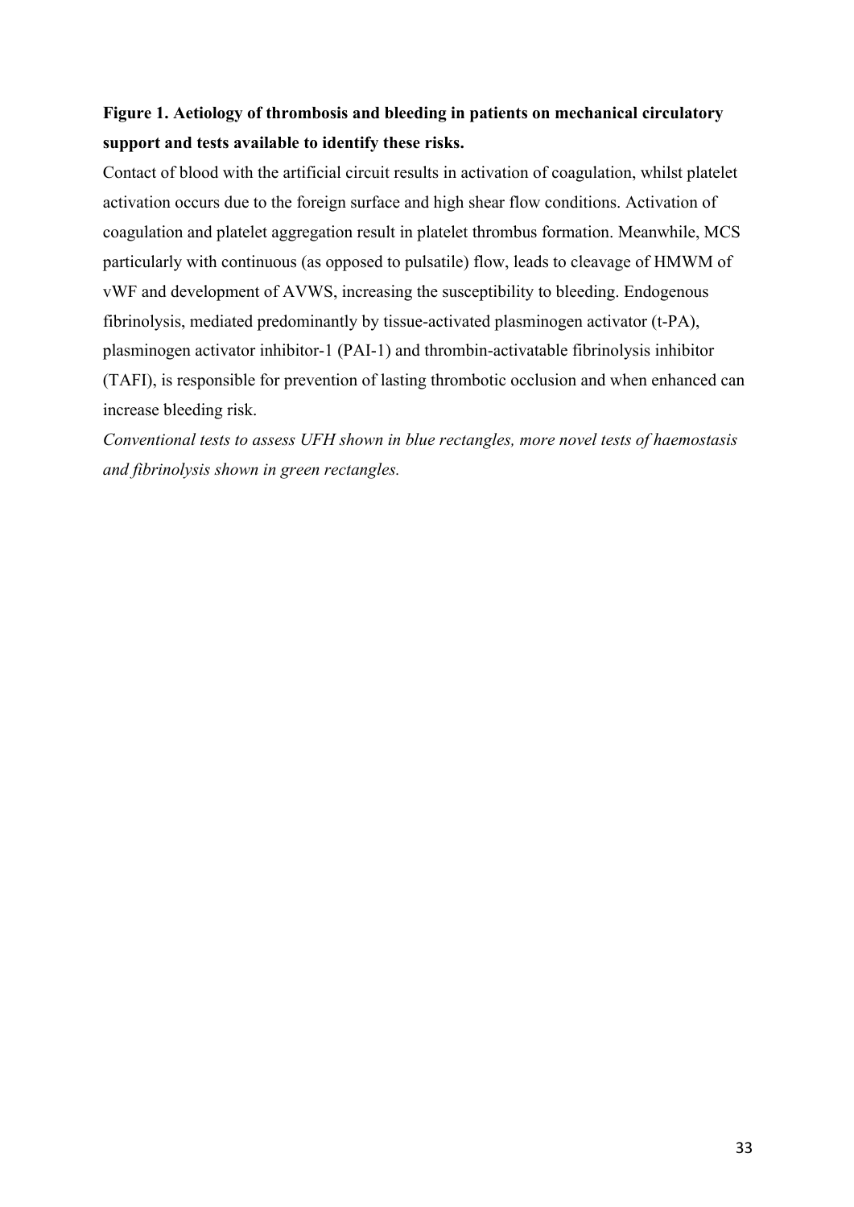**Figure 1. Aetiology of thrombosis and bleeding in patients on mechanical circulatory support and tests available to identify these risks.**

Contact of blood with the artificial circuit results in activation of coagulation, whilst platelet activation occurs due to the foreign surface and high shear flow conditions. Activation of coagulation and platelet aggregation result in platelet thrombus formation. Meanwhile, MCS particularly with continuous (as opposed to pulsatile) flow, leads to cleavage of HMWM of vWF and development of AVWS, increasing the susceptibility to bleeding. Endogenous fibrinolysis, mediated predominantly by tissue-activated plasminogen activator (t-PA), plasminogen activator inhibitor-1 (PAI-1) and thrombin-activatable fibrinolysis inhibitor (TAFI), is responsible for prevention of lasting thrombotic occlusion and when enhanced can increase bleeding risk.

*Conventional tests to assess UFH shown in blue rectangles, more novel tests of haemostasis and fibrinolysis shown in green rectangles.*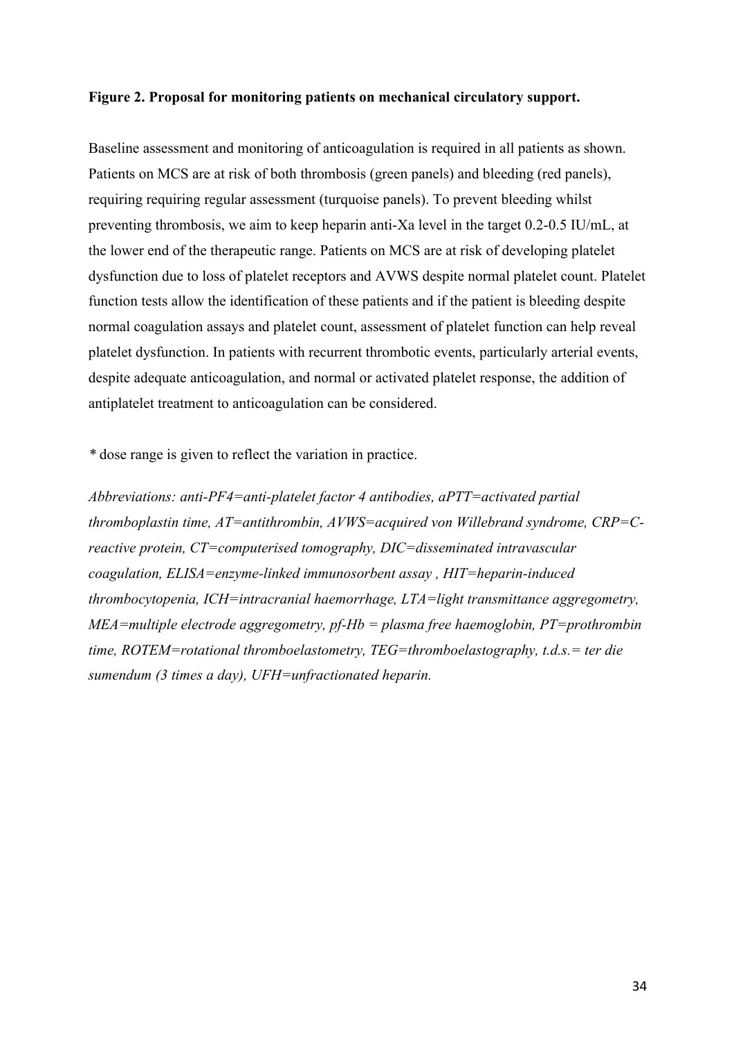**Figure 2. Proposal for monitoring patients on mechanical circulatory support.**

Baseline assessment and monitoring of anticoagulation is required in all patients as shown. Patients on MCS are at risk of both thrombosis (green panels) and bleeding (red panels), requiring requiring regular assessment (turquoise panels). To prevent bleeding whilst preventing thrombosis, we aim to keep heparin anti-Xa level in the target 0.2-0.5 IU/mL, at the lower end of the therapeutic range. Patients on MCS are at risk of developing platelet dysfunction due to loss of platelet receptors and AVWS despite normal platelet count. Platelet function tests allow the identification of these patients and if the patient is bleeding despite normal coagulation assays and platelet count, assessment of platelet function can help reveal platelet dysfunction. In patients with recurrent thrombotic events, particularly arterial events, despite adequate anticoagulation, and normal or activated platelet response, the addition of antiplatelet treatment to anticoagulation can be considered.

* dose range is given to reflect the variation in practice.

*Abbreviations: anti-PF4=anti-platelet factor 4 antibodies, aPTT=activated partial thromboplastin time, AT=antithrombin, AVWS=acquired von Willebrand syndrome, CRP=C-reactive protein, CT=computerised tomography, DIC=disseminated intravascular coagulation, ELISA=enzyme-linked immunosorbent assay , HIT=heparin-induced thrombocytopenia, ICH=intracranial haemorrhage, LTA=light transmittance aggregometry, MEA=multiple electrode aggregometry, pf-Hb = plasma free haemoglobin, PT=prothrombin time, ROTEM=rotational thromboelastometry, TEG=thromboelastography, t.d.s.= ter die sumendum (3 times a day), UFH=unfractionated heparin.*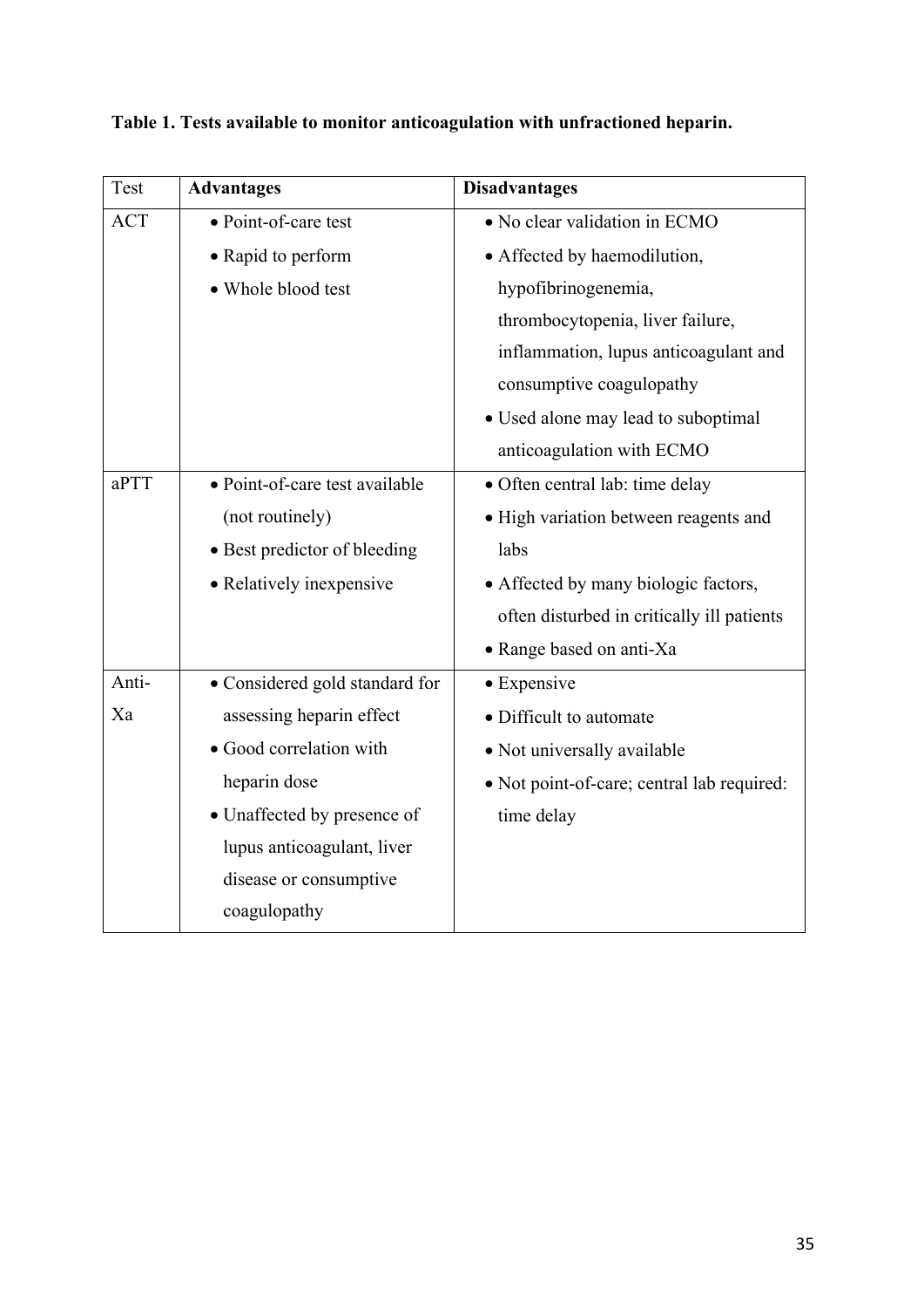**Table 1. Tests available to monitor anticoagulation with unfractioned heparin.**

| Test | Advantages | Disadvantages |
|---|---|---|
| ACT | • Point-of-care test<br>• Rapid to perform<br>• Whole blood test | • No clear validation in ECMO<br>• Affected by haemodilution, hypofibrinogenemia, thrombocytopenia, liver failure, inflammation, lupus anticoagulant and consumptive coagulopathy<br>• Used alone may lead to suboptimal anticoagulation with ECMO |
| aPTT | • Point-of-care test available (not routinely)<br>• Best predictor of bleeding<br>• Relatively inexpensive | • Often central lab: time delay<br>• High variation between reagents and labs<br>• Affected by many biologic factors, often disturbed in critically ill patients<br>• Range based on anti-Xa |
| Anti-Xa | • Considered gold standard for assessing heparin effect<br>• Good correlation with heparin dose<br>• Unaffected by presence of lupus anticoagulant, liver disease or consumptive coagulopathy | • Expensive<br>• Difficult to automate<br>• Not universally available<br>• Not point-of-care; central lab required: time delay |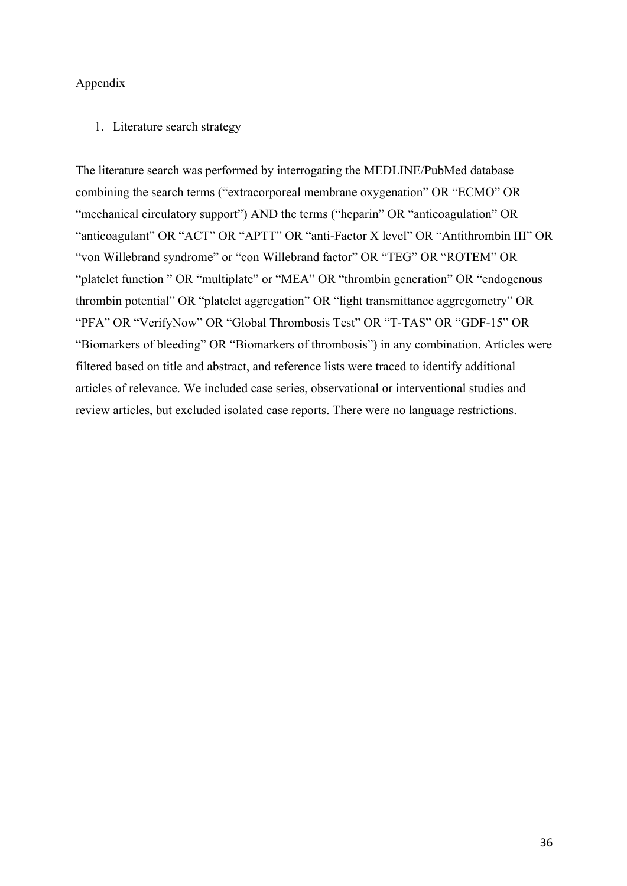Appendix

1. Literature search strategy

The literature search was performed by interrogating the MEDLINE/PubMed database combining the search terms ("extracorporeal membrane oxygenation" OR "ECMO" OR "mechanical circulatory support") AND the terms ("heparin" OR "anticoagulation" OR "anticoagulant" OR "ACT" OR "APTT" OR "anti-Factor X level" OR "Antithrombin III" OR "von Willebrand syndrome" or "con Willebrand factor" OR "TEG" OR "ROTEM" OR "platelet function " OR "multiplate" or "MEA" OR "thrombin generation" OR "endogenous thrombin potential" OR "platelet aggregation" OR "light transmittance aggregometry" OR "PFA" OR "VerifyNow" OR "Global Thrombosis Test" OR "T-TAS" OR "GDF-15" OR "Biomarkers of bleeding" OR "Biomarkers of thrombosis") in any combination. Articles were filtered based on title and abstract, and reference lists were traced to identify additional articles of relevance. We included case series, observational or interventional studies and review articles, but excluded isolated case reports. There were no language restrictions.